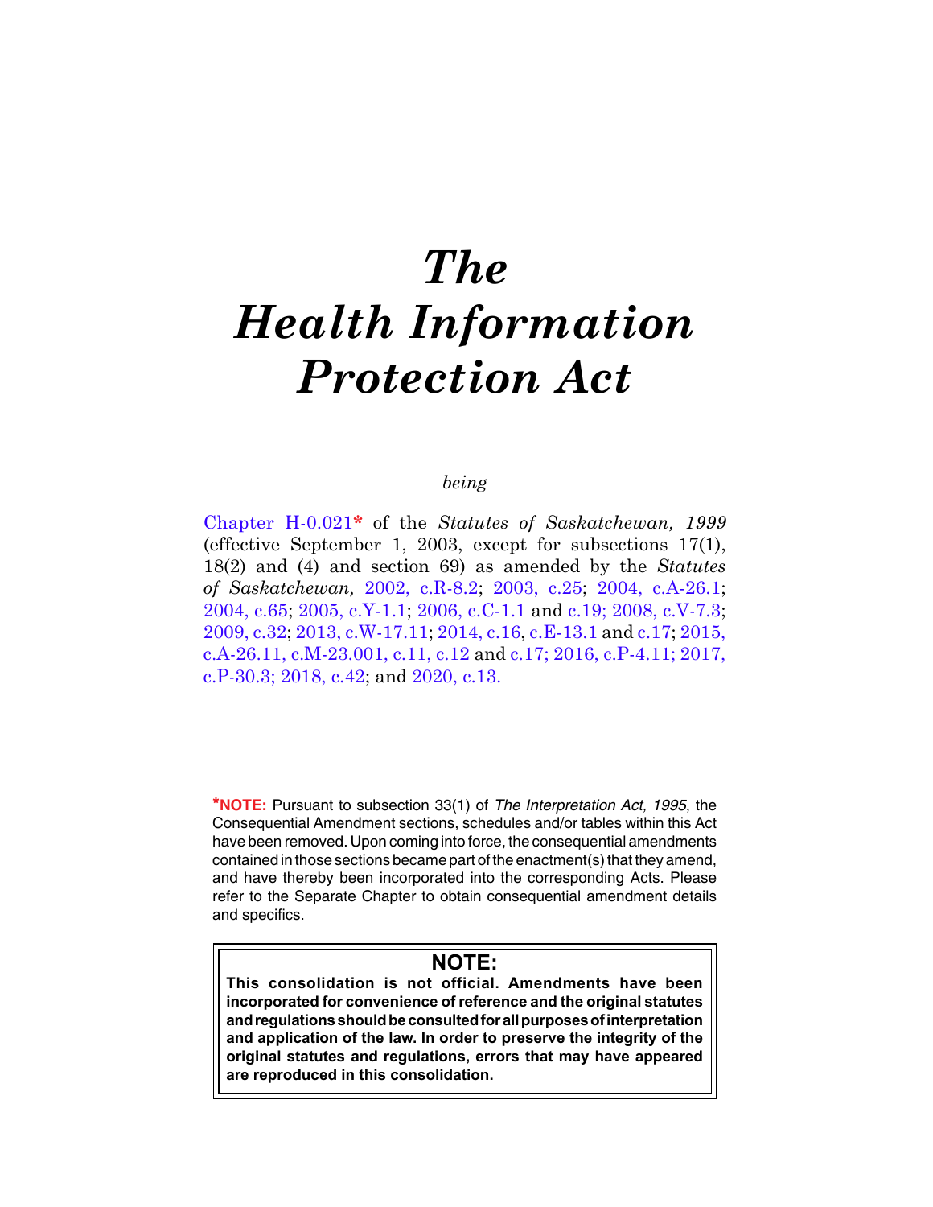# *The Health Information Protection Act*

*being*

Chapter H-0.021* of the *Statutes of Saskatchewan, 1999* (effective September 1, 2003, except for subsections 17(1), 18(2) and (4) and section 69) as amended by the *Statutes of Saskatchewan,* 2002, c.R-8.2; 2003, c.25; 2004, c.A-26.1; 2004, c.65; 2005, c.Y-1.1; 2006, c.C-1.1 and c.19; 2008, c.V-7.3; 2009, c.32; 2013, c.W-17.11; 2014, c.16, c.E-13.1 and c.17; 2015, c.A-26.11, c.M-23.001, c.11, c.12 and c.17; 2016, c.P-4.11; 2017, c.P-30.3; 2018, c.42; and 2020, c.13.

***NOTE:** Pursuant to subsection 33(1) of *The Interpretation Act, 1995*, the Consequential Amendment sections, schedules and/or tables within this Act have been removed. Upon coming into force, the consequential amendments contained in those sections became part of the enactment(s) that they amend, and have thereby been incorporated into the corresponding Acts. Please refer to the Separate Chapter to obtain consequential amendment details and specifics.

**NOTE:**

**This consolidation is not official. Amendments have been incorporated for convenience of reference and the original statutes and regulations should be consulted for all purposes of interpretation and application of the law. In order to preserve the integrity of the original statutes and regulations, errors that may have appeared are reproduced in this consolidation.**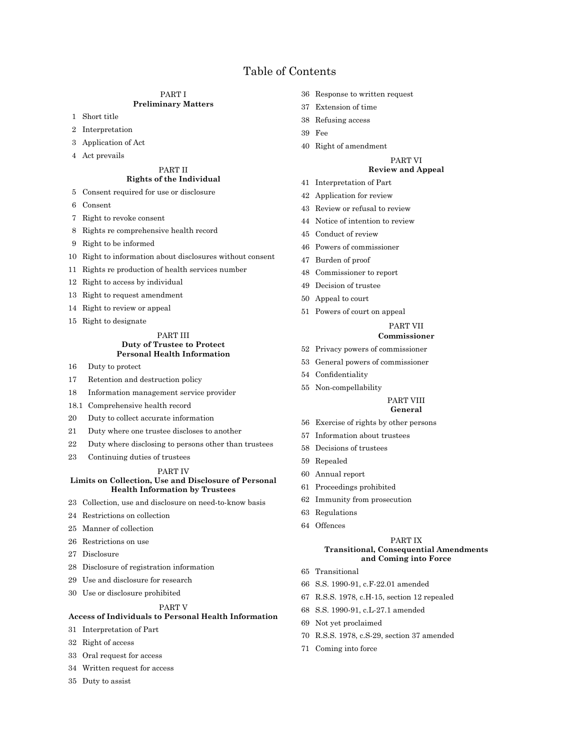# Table of Contents

PART I
**Preliminary Matters**

1 Short title
2 Interpretation
3 Application of Act
4 Act prevails

PART II
**Rights of the Individual**

5 Consent required for use or disclosure
6 Consent
7 Right to revoke consent
8 Rights re comprehensive health record
9 Right to be informed
10 Right to information about disclosures without consent
11 Rights re production of health services number
12 Right to access by individual
13 Right to request amendment
14 Right to review or appeal
15 Right to designate

PART III
**Duty of Trustee to Protect Personal Health Information**

16 Duty to protect
17 Retention and destruction policy
18 Information management service provider
18.1 Comprehensive health record
20 Duty to collect accurate information
21 Duty where one trustee discloses to another
22 Duty where disclosing to persons other than trustees
23 Continuing duties of trustees

PART IV
**Limits on Collection, Use and Disclosure of Personal Health Information by Trustees**

23 Collection, use and disclosure on need-to-know basis
24 Restrictions on collection
25 Manner of collection
26 Restrictions on use
27 Disclosure
28 Disclosure of registration information
29 Use and disclosure for research
30 Use or disclosure prohibited

PART V
**Access of Individuals to Personal Health Information**

31 Interpretation of Part
32 Right of access
33 Oral request for access
34 Written request for access
35 Duty to assist
36 Response to written request
37 Extension of time
38 Refusing access
39 Fee
40 Right of amendment

PART VI
**Review and Appeal**

41 Interpretation of Part
42 Application for review
43 Review or refusal to review
44 Notice of intention to review
45 Conduct of review
46 Powers of commissioner
47 Burden of proof
48 Commissioner to report
49 Decision of trustee
50 Appeal to court
51 Powers of court on appeal

PART VII
**Commissioner**

52 Privacy powers of commissioner
53 General powers of commissioner
54 Confidentiality
55 Non-compellability

PART VIII
**General**

56 Exercise of rights by other persons
57 Information about trustees
58 Decisions of trustees
59 Repealed
60 Annual report
61 Proceedings prohibited
62 Immunity from prosecution
63 Regulations
64 Offences

PART IX
**Transitional, Consequential Amendments and Coming into Force**

65 Transitional
66 S.S. 1990-91, c.F-22.01 amended
67 R.S.S. 1978, c.H-15, section 12 repealed
68 S.S. 1990-91, c.L-27.1 amended
69 Not yet proclaimed
70 R.S.S. 1978, c.S-29, section 37 amended
71 Coming into force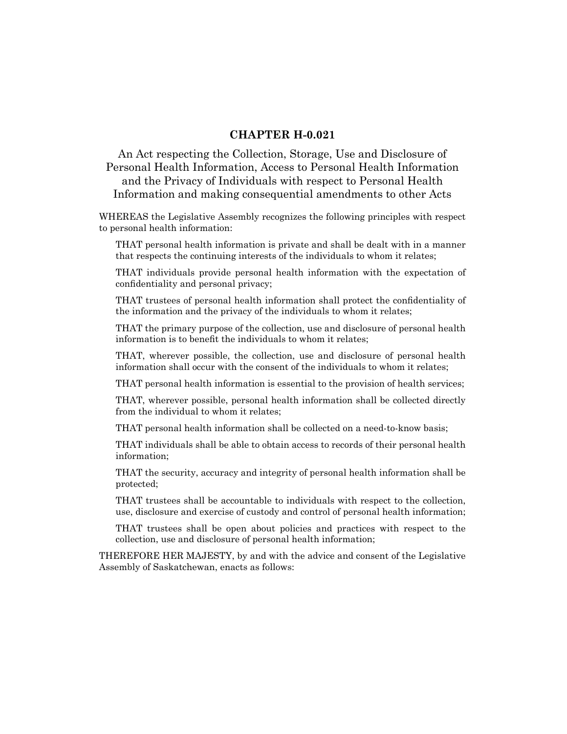## CHAPTER H-0.021

An Act respecting the Collection, Storage, Use and Disclosure of Personal Health Information, Access to Personal Health Information and the Privacy of Individuals with respect to Personal Health Information and making consequential amendments to other Acts

WHEREAS the Legislative Assembly recognizes the following principles with respect to personal health information:

THAT personal health information is private and shall be dealt with in a manner that respects the continuing interests of the individuals to whom it relates;

THAT individuals provide personal health information with the expectation of confidentiality and personal privacy;

THAT trustees of personal health information shall protect the confidentiality of the information and the privacy of the individuals to whom it relates;

THAT the primary purpose of the collection, use and disclosure of personal health information is to benefit the individuals to whom it relates;

THAT, wherever possible, the collection, use and disclosure of personal health information shall occur with the consent of the individuals to whom it relates;

THAT personal health information is essential to the provision of health services;

THAT, wherever possible, personal health information shall be collected directly from the individual to whom it relates;

THAT personal health information shall be collected on a need-to-know basis;

THAT individuals shall be able to obtain access to records of their personal health information;

THAT the security, accuracy and integrity of personal health information shall be protected;

THAT trustees shall be accountable to individuals with respect to the collection, use, disclosure and exercise of custody and control of personal health information;

THAT trustees shall be open about policies and practices with respect to the collection, use and disclosure of personal health information;

THEREFORE HER MAJESTY, by and with the advice and consent of the Legislative Assembly of Saskatchewan, enacts as follows: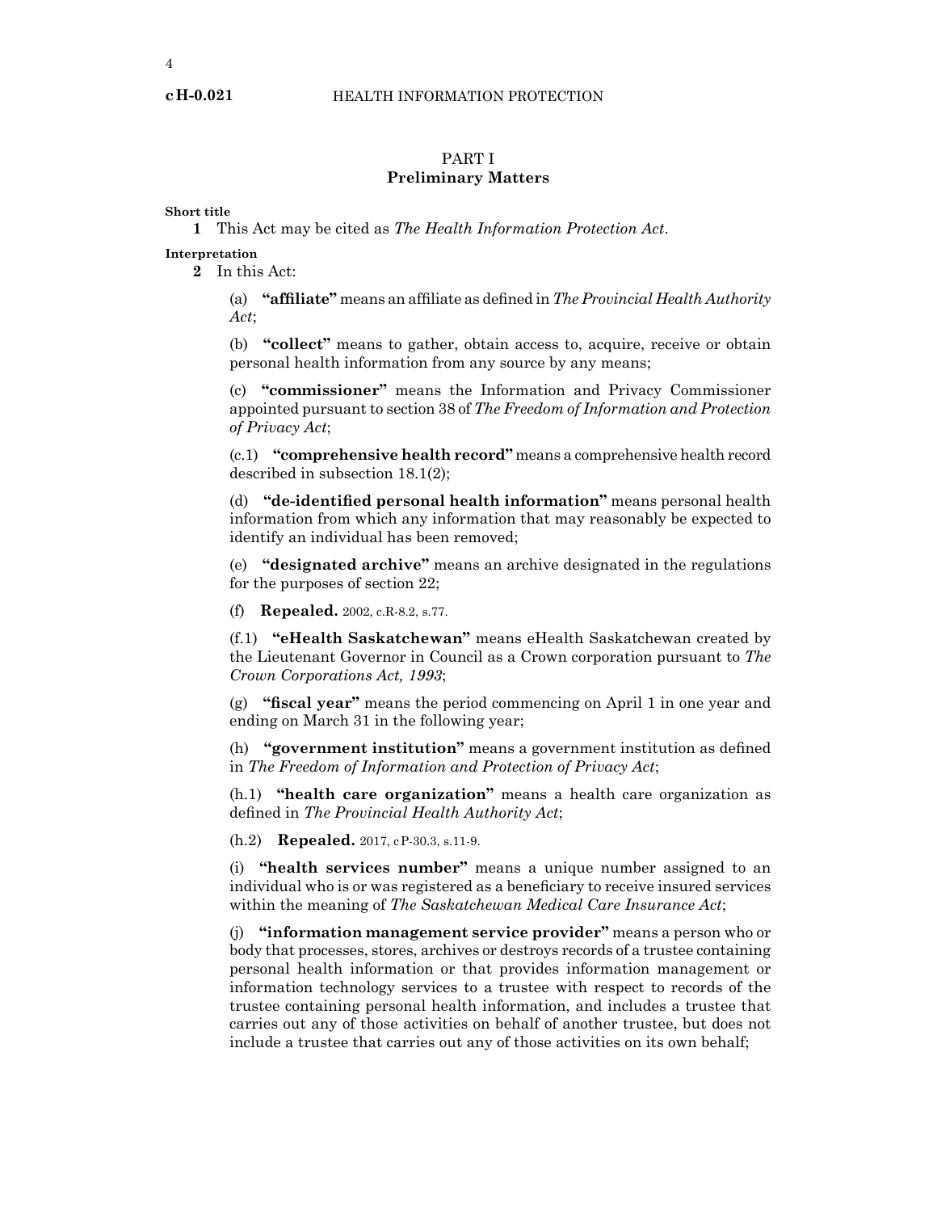## PART I
## Preliminary Matters

**Short title**

**1** This Act may be cited as *The Health Information Protection Act*.

**Interpretation**

**2** In this Act:

(a) **"affiliate"** means an affiliate as defined in *The Provincial Health Authority Act*;

(b) **"collect"** means to gather, obtain access to, acquire, receive or obtain personal health information from any source by any means;

(c) **"commissioner"** means the Information and Privacy Commissioner appointed pursuant to section 38 of *The Freedom of Information and Protection of Privacy Act*;

(c.1) **"comprehensive health record"** means a comprehensive health record described in subsection 18.1(2);

(d) **"de-identified personal health information"** means personal health information from which any information that may reasonably be expected to identify an individual has been removed;

(e) **"designated archive"** means an archive designated in the regulations for the purposes of section 22;

(f) **Repealed.** 2002, c.R-8.2, s.77.

(f.1) **"eHealth Saskatchewan"** means eHealth Saskatchewan created by the Lieutenant Governor in Council as a Crown corporation pursuant to *The Crown Corporations Act, 1993*;

(g) **"fiscal year"** means the period commencing on April 1 in one year and ending on March 31 in the following year;

(h) **"government institution"** means a government institution as defined in *The Freedom of Information and Protection of Privacy Act*;

(h.1) **"health care organization"** means a health care organization as defined in *The Provincial Health Authority Act*;

(h.2) **Repealed.** 2017, cP-30.3, s.11-9.

(i) **"health services number"** means a unique number assigned to an individual who is or was registered as a beneficiary to receive insured services within the meaning of *The Saskatchewan Medical Care Insurance Act*;

(j) **"information management service provider"** means a person who or body that processes, stores, archives or destroys records of a trustee containing personal health information or that provides information management or information technology services to a trustee with respect to records of the trustee containing personal health information, and includes a trustee that carries out any of those activities on behalf of another trustee, but does not include a trustee that carries out any of those activities on its own behalf;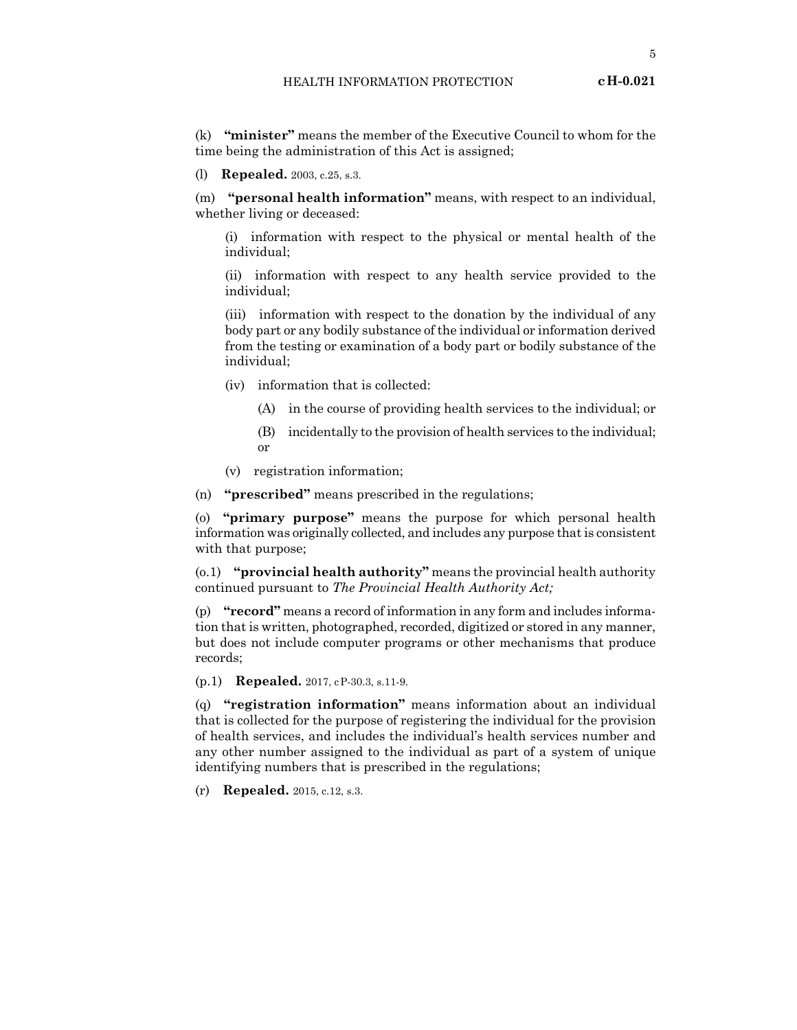(k) **"minister"** means the member of the Executive Council to whom for the time being the administration of this Act is assigned;

(l) **Repealed.** 2003, c.25, s.3.

(m) **"personal health information"** means, with respect to an individual, whether living or deceased:

(i) information with respect to the physical or mental health of the individual;

(ii) information with respect to any health service provided to the individual;

(iii) information with respect to the donation by the individual of any body part or any bodily substance of the individual or information derived from the testing or examination of a body part or bodily substance of the individual;

(iv) information that is collected:

(A) in the course of providing health services to the individual; or

(B) incidentally to the provision of health services to the individual; or

(v) registration information;

(n) **"prescribed"** means prescribed in the regulations;

(o) **"primary purpose"** means the purpose for which personal health information was originally collected, and includes any purpose that is consistent with that purpose;

(o.1) **"provincial health authority"** means the provincial health authority continued pursuant to *The Provincial Health Authority Act;*

(p) **"record"** means a record of information in any form and includes information that is written, photographed, recorded, digitized or stored in any manner, but does not include computer programs or other mechanisms that produce records;

(p.1) **Repealed.** 2017, cP-30.3, s.11-9.

(q) **"registration information"** means information about an individual that is collected for the purpose of registering the individual for the provision of health services, and includes the individual's health services number and any other number assigned to the individual as part of a system of unique identifying numbers that is prescribed in the regulations;

(r) **Repealed.** 2015, c.12, s.3.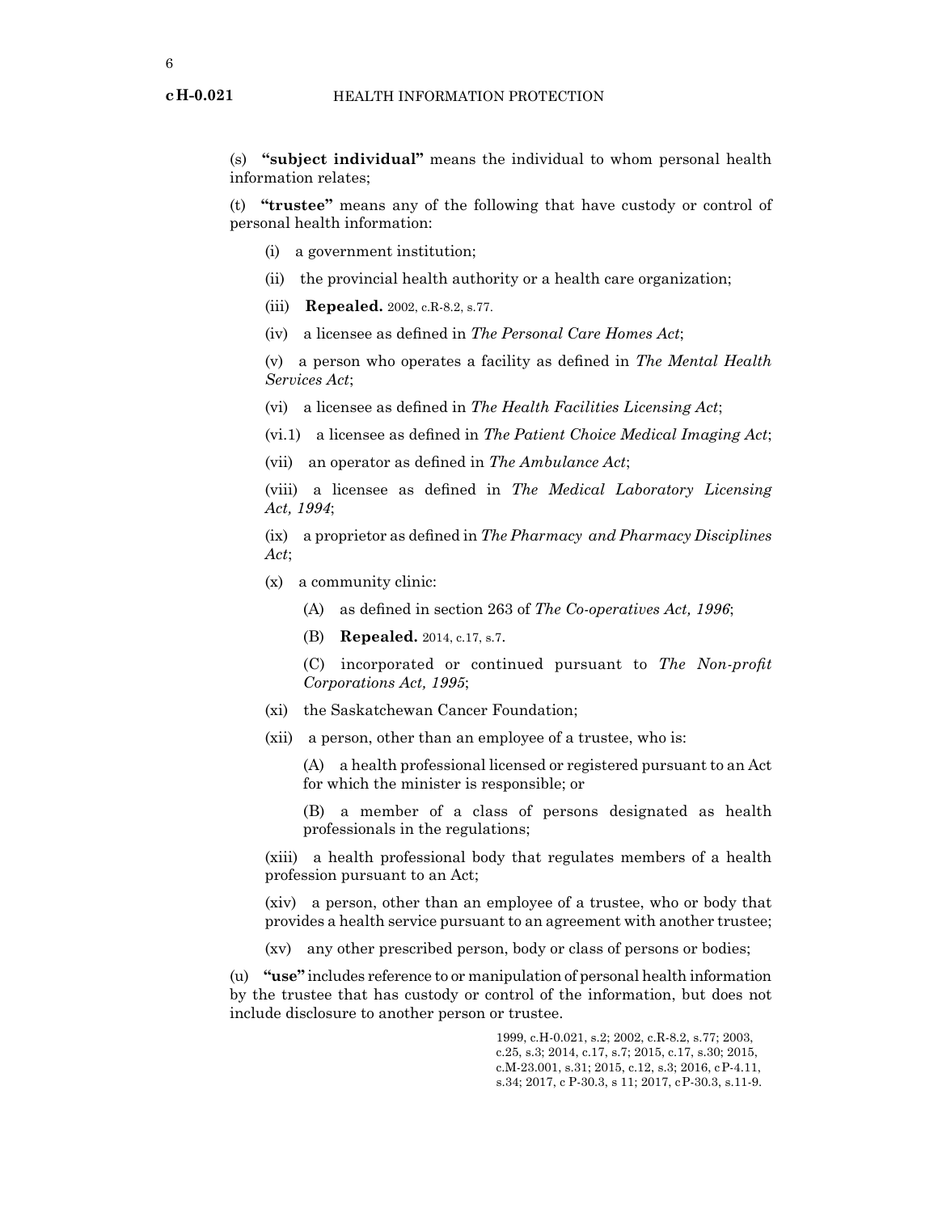(s) **"subject individual"** means the individual to whom personal health information relates;

(t) **"trustee"** means any of the following that have custody or control of personal health information:

(i) a government institution;

(ii) the provincial health authority or a health care organization;

(iii) **Repealed.** 2002, c.R-8.2, s.77.

(iv) a licensee as defined in *The Personal Care Homes Act*;

(v) a person who operates a facility as defined in *The Mental Health Services Act*;

(vi) a licensee as defined in *The Health Facilities Licensing Act*;

(vi.1) a licensee as defined in *The Patient Choice Medical Imaging Act*;

(vii) an operator as defined in *The Ambulance Act*;

(viii) a licensee as defined in *The Medical Laboratory Licensing Act, 1994*;

(ix) a proprietor as defined in *The Pharmacy and Pharmacy Disciplines Act*;

(x) a community clinic:

(A) as defined in section 263 of *The Co-operatives Act, 1996*;

(B) **Repealed.** 2014, c.17, s.7.

(C) incorporated or continued pursuant to *The Non-profit Corporations Act, 1995*;

(xi) the Saskatchewan Cancer Foundation;

(xii) a person, other than an employee of a trustee, who is:

(A) a health professional licensed or registered pursuant to an Act for which the minister is responsible; or

(B) a member of a class of persons designated as health professionals in the regulations;

(xiii) a health professional body that regulates members of a health profession pursuant to an Act;

(xiv) a person, other than an employee of a trustee, who or body that provides a health service pursuant to an agreement with another trustee;

(xv) any other prescribed person, body or class of persons or bodies;

(u) **"use"** includes reference to or manipulation of personal health information by the trustee that has custody or control of the information, but does not include disclosure to another person or trustee.

1999, c.H-0.021, s.2; 2002, c.R-8.2, s.77; 2003, c.25, s.3; 2014, c.17, s.7; 2015, c.17, s.30; 2015, c.M-23.001, s.31; 2015, c.12, s.3; 2016, c P-4.11, s.34; 2017, c P-30.3, s 11; 2017, c P-30.3, s.11-9.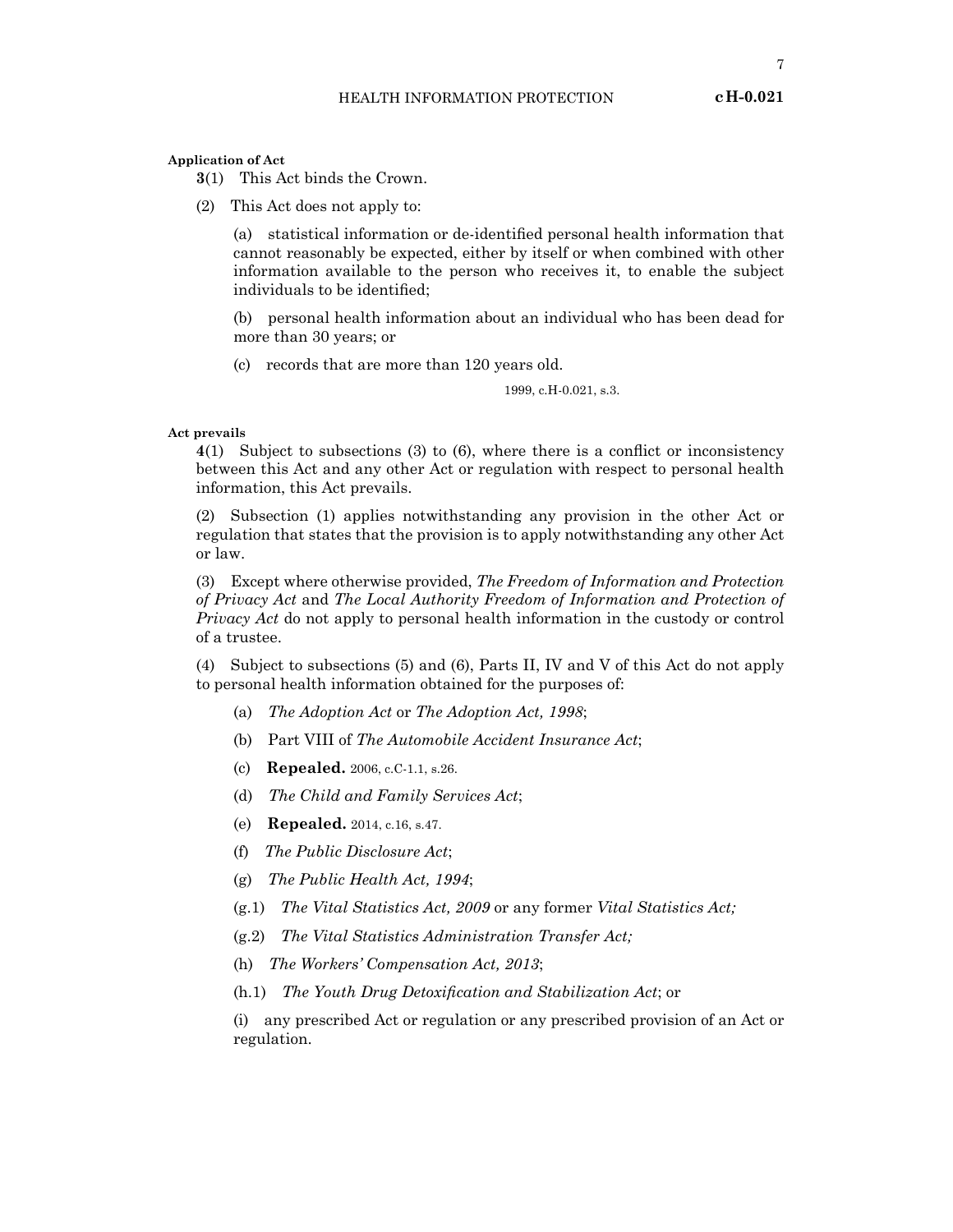**Application of Act**

**3**(1) This Act binds the Crown.

(2) This Act does not apply to:

(a) statistical information or de-identified personal health information that cannot reasonably be expected, either by itself or when combined with other information available to the person who receives it, to enable the subject individuals to be identified;

(b) personal health information about an individual who has been dead for more than 30 years; or

(c) records that are more than 120 years old.

1999, c.H-0.021, s.3.

**Act prevails**

**4**(1) Subject to subsections (3) to (6), where there is a conflict or inconsistency between this Act and any other Act or regulation with respect to personal health information, this Act prevails.

(2) Subsection (1) applies notwithstanding any provision in the other Act or regulation that states that the provision is to apply notwithstanding any other Act or law.

(3) Except where otherwise provided, *The Freedom of Information and Protection of Privacy Act* and *The Local Authority Freedom of Information and Protection of Privacy Act* do not apply to personal health information in the custody or control of a trustee.

(4) Subject to subsections (5) and (6), Parts II, IV and V of this Act do not apply to personal health information obtained for the purposes of:

(a) *The Adoption Act* or *The Adoption Act, 1998*;

(b) Part VIII of *The Automobile Accident Insurance Act*;

(c) **Repealed.** 2006, c.C-1.1, s.26.

(d) *The Child and Family Services Act*;

(e) **Repealed.** 2014, c.16, s.47.

(f) *The Public Disclosure Act*;

(g) *The Public Health Act, 1994*;

(g.1) *The Vital Statistics Act, 2009* or any former *Vital Statistics Act;*

(g.2) *The Vital Statistics Administration Transfer Act;*

(h) *The Workers' Compensation Act, 2013*;

(h.1) *The Youth Drug Detoxification and Stabilization Act*; or

(i) any prescribed Act or regulation or any prescribed provision of an Act or regulation.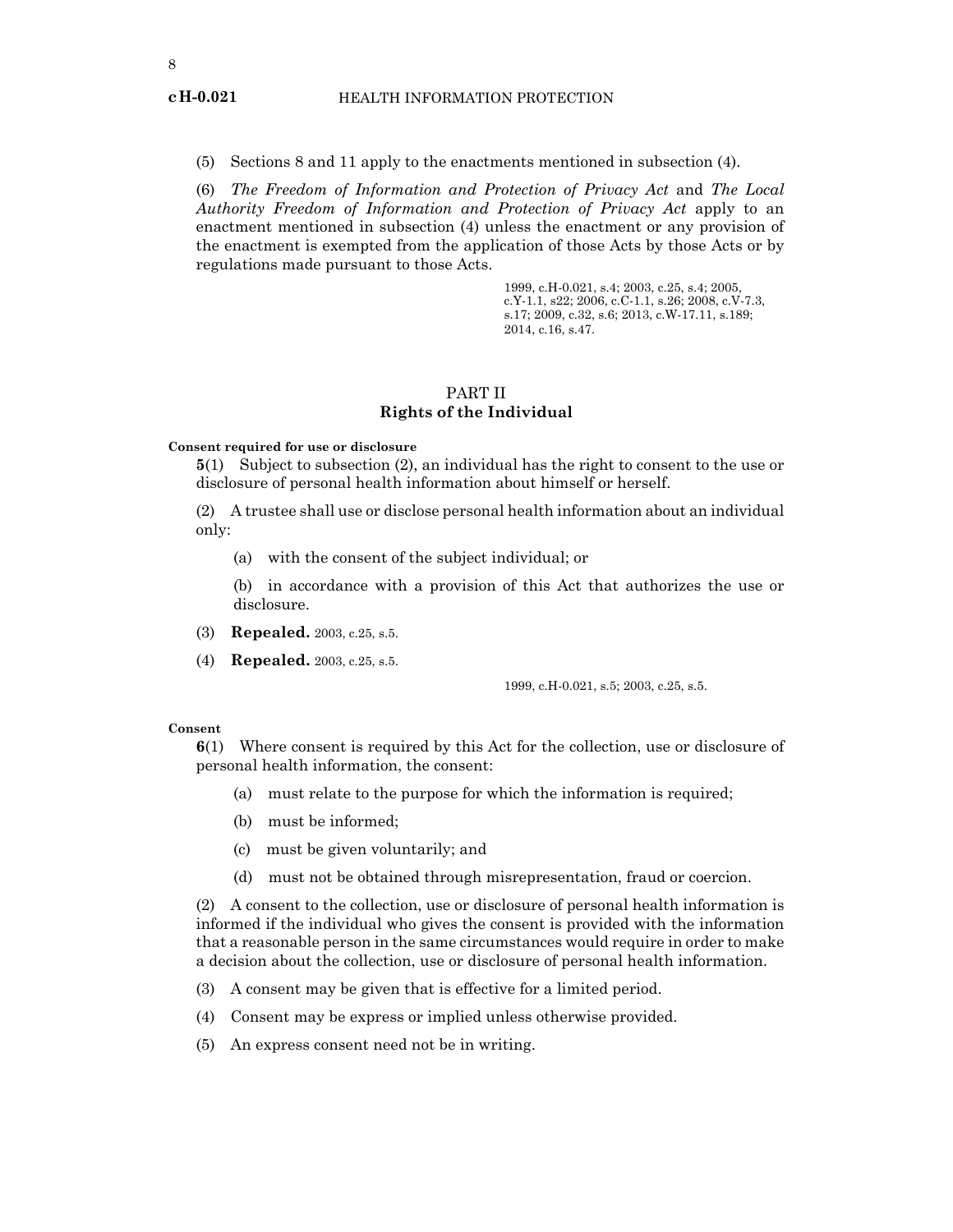(5) Sections 8 and 11 apply to the enactments mentioned in subsection (4).

(6) *The Freedom of Information and Protection of Privacy Act* and *The Local Authority Freedom of Information and Protection of Privacy Act* apply to an enactment mentioned in subsection (4) unless the enactment or any provision of the enactment is exempted from the application of those Acts by those Acts or by regulations made pursuant to those Acts.

1999, c.H-0.021, s.4; 2003, c.25, s.4; 2005, c.Y-1.1, s22; 2006, c.C-1.1, s.26; 2008, c.V-7.3, s.17; 2009, c.32, s.6; 2013, c.W-17.11, s.189; 2014, c.16, s.47.

## PART II
## Rights of the Individual

**Consent required for use or disclosure**

**5**(1) Subject to subsection (2), an individual has the right to consent to the use or disclosure of personal health information about himself or herself.

(2) A trustee shall use or disclose personal health information about an individual only:

(a) with the consent of the subject individual; or

(b) in accordance with a provision of this Act that authorizes the use or disclosure.

(3) **Repealed.** 2003, c.25, s.5.

(4) **Repealed.** 2003, c.25, s.5.

1999, c.H-0.021, s.5; 2003, c.25, s.5.

**Consent**

**6**(1) Where consent is required by this Act for the collection, use or disclosure of personal health information, the consent:

(a) must relate to the purpose for which the information is required;

(b) must be informed;

(c) must be given voluntarily; and

(d) must not be obtained through misrepresentation, fraud or coercion.

(2) A consent to the collection, use or disclosure of personal health information is informed if the individual who gives the consent is provided with the information that a reasonable person in the same circumstances would require in order to make a decision about the collection, use or disclosure of personal health information.

(3) A consent may be given that is effective for a limited period.

(4) Consent may be express or implied unless otherwise provided.

(5) An express consent need not be in writing.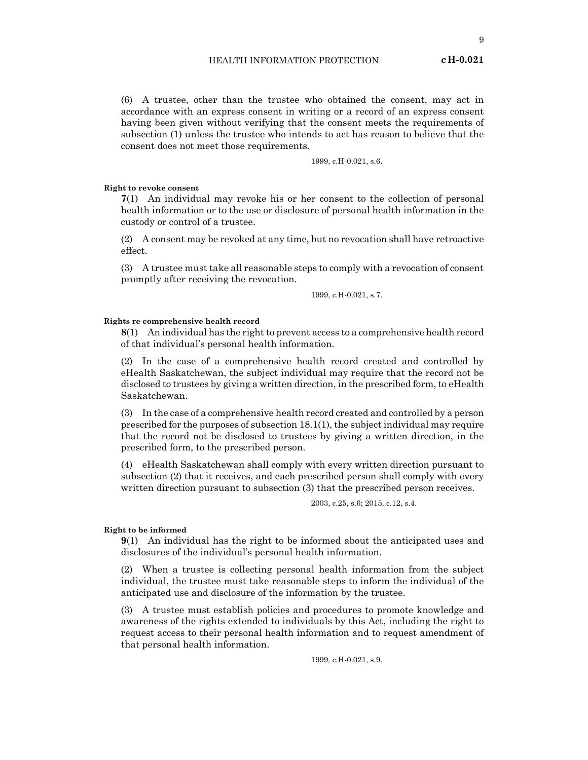(6) A trustee, other than the trustee who obtained the consent, may act in accordance with an express consent in writing or a record of an express consent having been given without verifying that the consent meets the requirements of subsection (1) unless the trustee who intends to act has reason to believe that the consent does not meet those requirements.

1999, c.H-0.021, s.6.

**Right to revoke consent**

**7**(1) An individual may revoke his or her consent to the collection of personal health information or to the use or disclosure of personal health information in the custody or control of a trustee.

(2) A consent may be revoked at any time, but no revocation shall have retroactive effect.

(3) A trustee must take all reasonable steps to comply with a revocation of consent promptly after receiving the revocation.

1999, c.H-0.021, s.7.

**Rights re comprehensive health record**

**8**(1) An individual has the right to prevent access to a comprehensive health record of that individual's personal health information.

(2) In the case of a comprehensive health record created and controlled by eHealth Saskatchewan, the subject individual may require that the record not be disclosed to trustees by giving a written direction, in the prescribed form, to eHealth Saskatchewan.

(3) In the case of a comprehensive health record created and controlled by a person prescribed for the purposes of subsection 18.1(1), the subject individual may require that the record not be disclosed to trustees by giving a written direction, in the prescribed form, to the prescribed person.

(4) eHealth Saskatchewan shall comply with every written direction pursuant to subsection (2) that it receives, and each prescribed person shall comply with every written direction pursuant to subsection (3) that the prescribed person receives.

2003, c.25, s.6; 2015, c.12, s.4.

**Right to be informed**

**9**(1) An individual has the right to be informed about the anticipated uses and disclosures of the individual's personal health information.

(2) When a trustee is collecting personal health information from the subject individual, the trustee must take reasonable steps to inform the individual of the anticipated use and disclosure of the information by the trustee.

(3) A trustee must establish policies and procedures to promote knowledge and awareness of the rights extended to individuals by this Act, including the right to request access to their personal health information and to request amendment of that personal health information.

1999, c.H-0.021, s.9.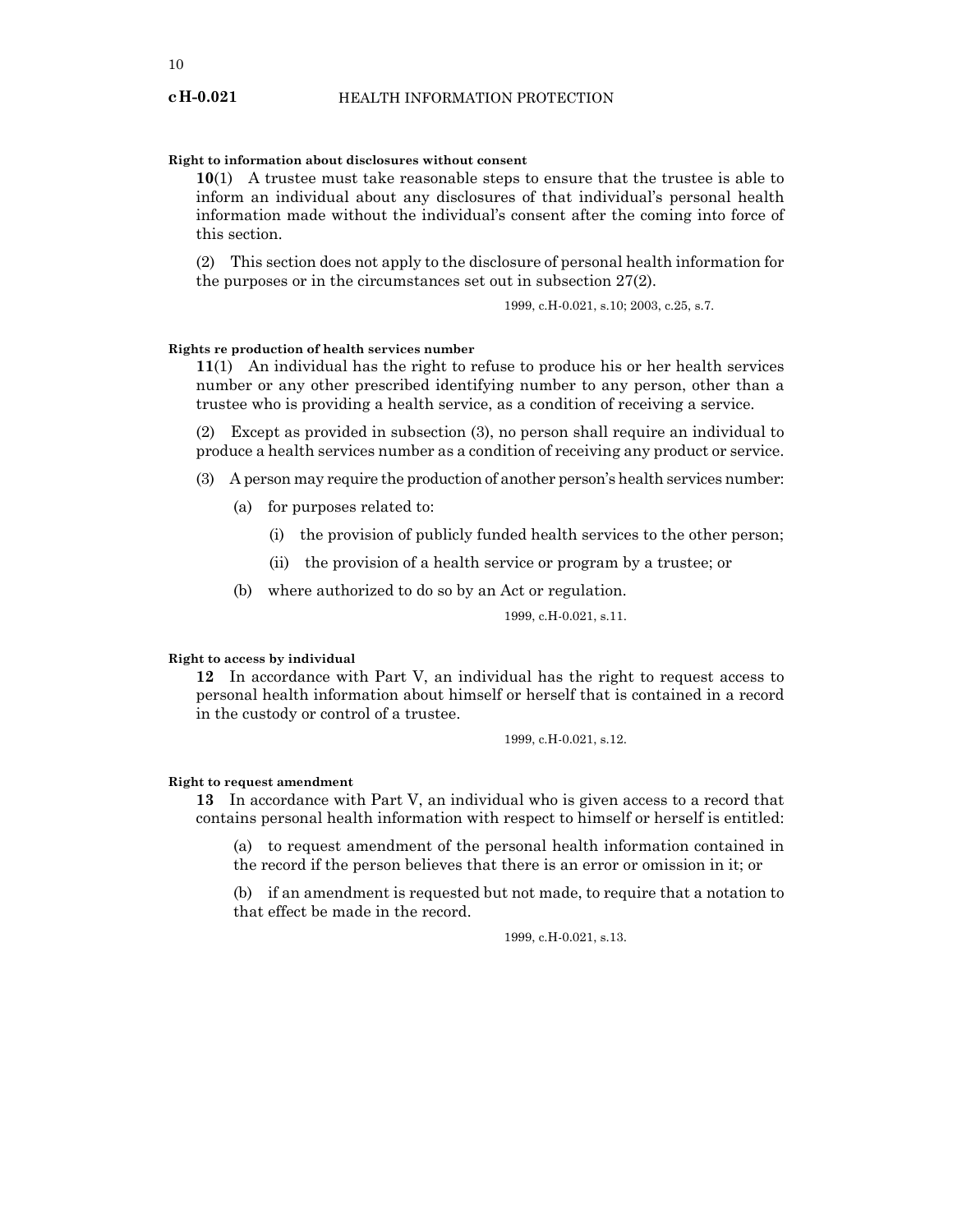**Right to information about disclosures without consent**

**10**(1) A trustee must take reasonable steps to ensure that the trustee is able to inform an individual about any disclosures of that individual's personal health information made without the individual's consent after the coming into force of this section.

(2) This section does not apply to the disclosure of personal health information for the purposes or in the circumstances set out in subsection 27(2).

1999, c.H-0.021, s.10; 2003, c.25, s.7.

**Rights re production of health services number**

**11**(1) An individual has the right to refuse to produce his or her health services number or any other prescribed identifying number to any person, other than a trustee who is providing a health service, as a condition of receiving a service.

(2) Except as provided in subsection (3), no person shall require an individual to produce a health services number as a condition of receiving any product or service.

(3) A person may require the production of another person's health services number:

- (a) for purposes related to:
  - (i) the provision of publicly funded health services to the other person;
  - (ii) the provision of a health service or program by a trustee; or
- (b) where authorized to do so by an Act or regulation.

1999, c.H-0.021, s.11.

**Right to access by individual**

**12** In accordance with Part V, an individual has the right to request access to personal health information about himself or herself that is contained in a record in the custody or control of a trustee.

1999, c.H-0.021, s.12.

**Right to request amendment**

**13** In accordance with Part V, an individual who is given access to a record that contains personal health information with respect to himself or herself is entitled:

(a) to request amendment of the personal health information contained in the record if the person believes that there is an error or omission in it; or

(b) if an amendment is requested but not made, to require that a notation to that effect be made in the record.

1999, c.H-0.021, s.13.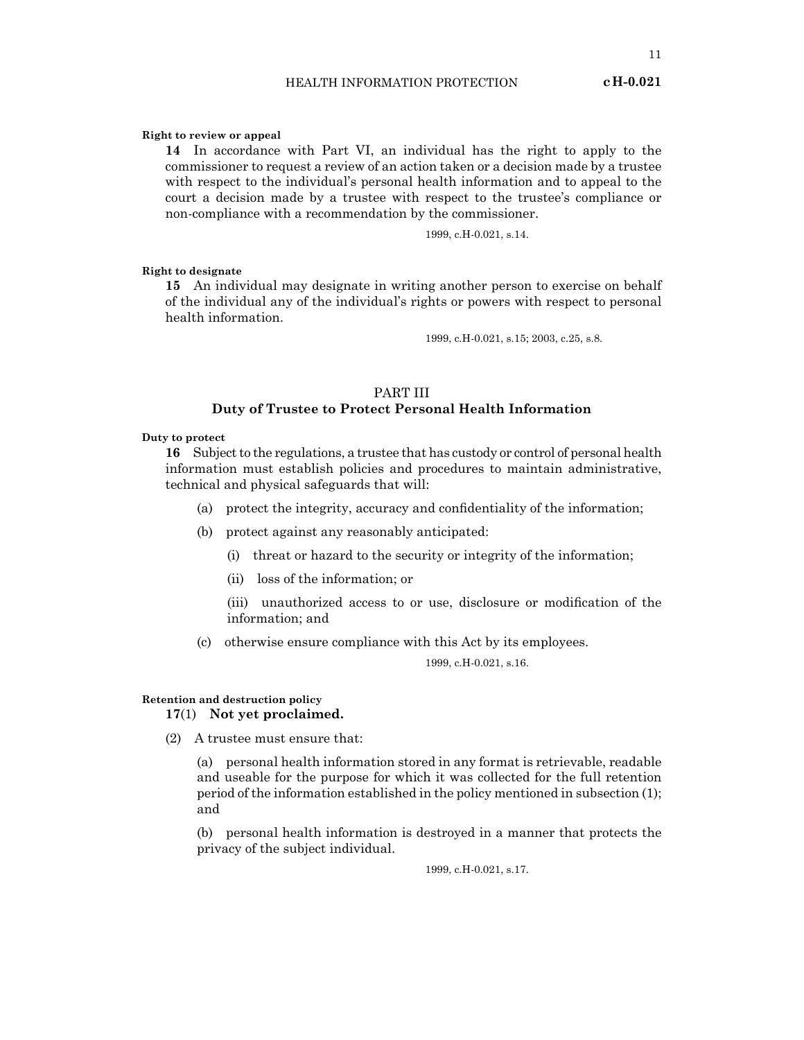**Right to review or appeal**

**14** In accordance with Part VI, an individual has the right to apply to the commissioner to request a review of an action taken or a decision made by a trustee with respect to the individual's personal health information and to appeal to the court a decision made by a trustee with respect to the trustee's compliance or non-compliance with a recommendation by the commissioner.

1999, c.H-0.021, s.14.

**Right to designate**

**15** An individual may designate in writing another person to exercise on behalf of the individual any of the individual's rights or powers with respect to personal health information.

1999, c.H-0.021, s.15; 2003, c.25, s.8.

## PART III
## Duty of Trustee to Protect Personal Health Information

**Duty to protect**

**16** Subject to the regulations, a trustee that has custody or control of personal health information must establish policies and procedures to maintain administrative, technical and physical safeguards that will:

(a) protect the integrity, accuracy and confidentiality of the information;

(b) protect against any reasonably anticipated:

(i) threat or hazard to the security or integrity of the information;

(ii) loss of the information; or

(iii) unauthorized access to or use, disclosure or modification of the information; and

(c) otherwise ensure compliance with this Act by its employees.

1999, c.H-0.021, s.16.

**Retention and destruction policy**

**17**(1) **Not yet proclaimed.**

(2) A trustee must ensure that:

(a) personal health information stored in any format is retrievable, readable and useable for the purpose for which it was collected for the full retention period of the information established in the policy mentioned in subsection (1); and

(b) personal health information is destroyed in a manner that protects the privacy of the subject individual.

1999, c.H-0.021, s.17.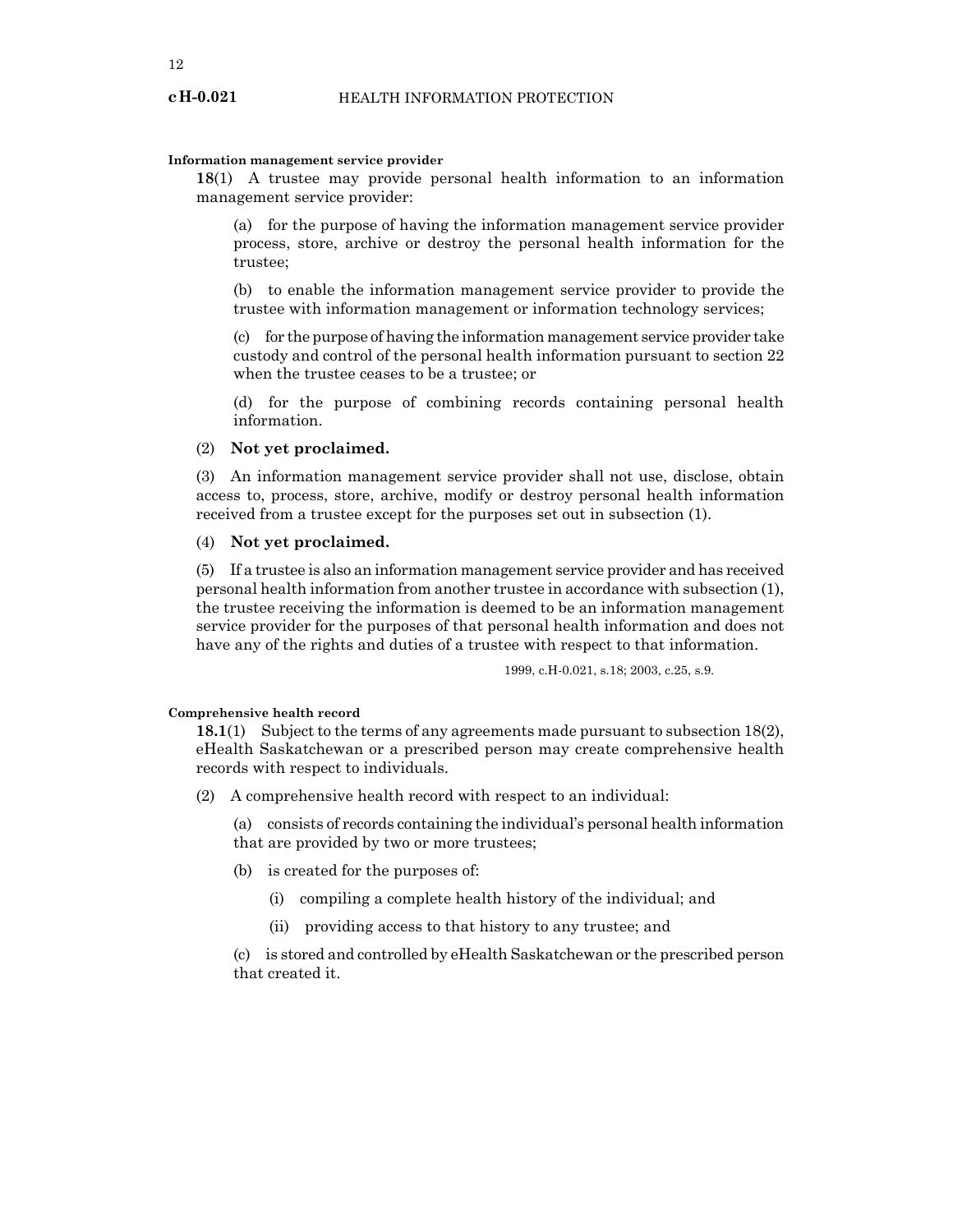**Information management service provider**

**18**(1) A trustee may provide personal health information to an information management service provider:

(a) for the purpose of having the information management service provider process, store, archive or destroy the personal health information for the trustee;

(b) to enable the information management service provider to provide the trustee with information management or information technology services;

(c) for the purpose of having the information management service provider take custody and control of the personal health information pursuant to section 22 when the trustee ceases to be a trustee; or

(d) for the purpose of combining records containing personal health information.

(2) **Not yet proclaimed.**

(3) An information management service provider shall not use, disclose, obtain access to, process, store, archive, modify or destroy personal health information received from a trustee except for the purposes set out in subsection (1).

(4) **Not yet proclaimed.**

(5) If a trustee is also an information management service provider and has received personal health information from another trustee in accordance with subsection (1), the trustee receiving the information is deemed to be an information management service provider for the purposes of that personal health information and does not have any of the rights and duties of a trustee with respect to that information.

1999, c.H-0.021, s.18; 2003, c.25, s.9.

**Comprehensive health record**

**18.1**(1) Subject to the terms of any agreements made pursuant to subsection 18(2), eHealth Saskatchewan or a prescribed person may create comprehensive health records with respect to individuals.

(2) A comprehensive health record with respect to an individual:

(a) consists of records containing the individual's personal health information that are provided by two or more trustees;

(b) is created for the purposes of:

(i) compiling a complete health history of the individual; and

(ii) providing access to that history to any trustee; and

(c) is stored and controlled by eHealth Saskatchewan or the prescribed person that created it.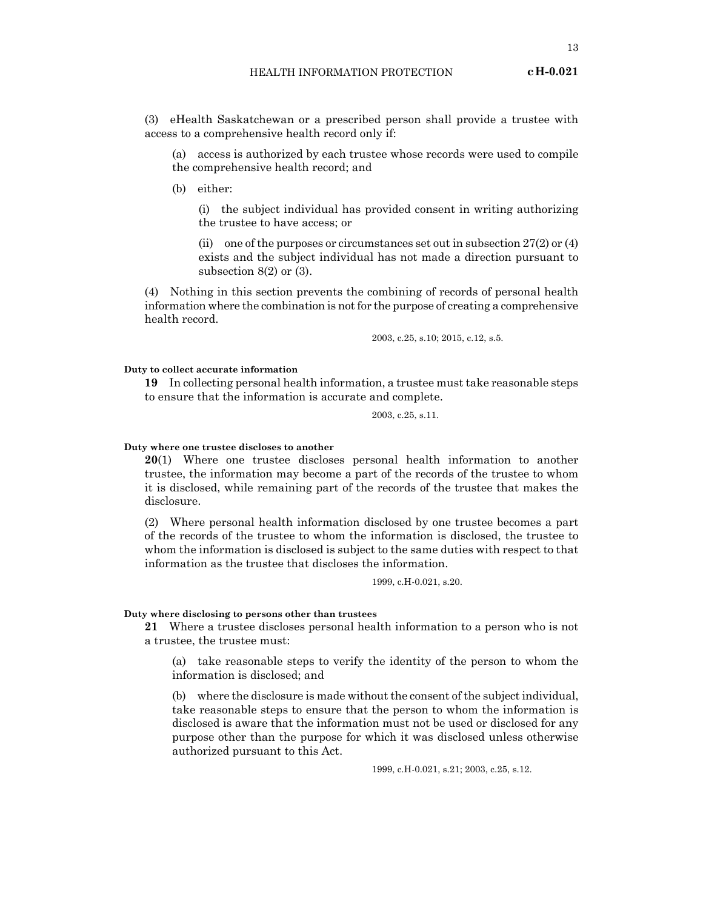(3) eHealth Saskatchewan or a prescribed person shall provide a trustee with access to a comprehensive health record only if:

(a) access is authorized by each trustee whose records were used to compile the comprehensive health record; and

(b) either:

(i) the subject individual has provided consent in writing authorizing the trustee to have access; or

(ii) one of the purposes or circumstances set out in subsection 27(2) or (4) exists and the subject individual has not made a direction pursuant to subsection 8(2) or (3).

(4) Nothing in this section prevents the combining of records of personal health information where the combination is not for the purpose of creating a comprehensive health record.

2003, c.25, s.10; 2015, c.12, s.5.

**Duty to collect accurate information**

**19** In collecting personal health information, a trustee must take reasonable steps to ensure that the information is accurate and complete.

2003, c.25, s.11.

**Duty where one trustee discloses to another**

**20**(1) Where one trustee discloses personal health information to another trustee, the information may become a part of the records of the trustee to whom it is disclosed, while remaining part of the records of the trustee that makes the disclosure.

(2) Where personal health information disclosed by one trustee becomes a part of the records of the trustee to whom the information is disclosed, the trustee to whom the information is disclosed is subject to the same duties with respect to that information as the trustee that discloses the information.

1999, c.H-0.021, s.20.

**Duty where disclosing to persons other than trustees**

**21** Where a trustee discloses personal health information to a person who is not a trustee, the trustee must:

(a) take reasonable steps to verify the identity of the person to whom the information is disclosed; and

(b) where the disclosure is made without the consent of the subject individual, take reasonable steps to ensure that the person to whom the information is disclosed is aware that the information must not be used or disclosed for any purpose other than the purpose for which it was disclosed unless otherwise authorized pursuant to this Act.

1999, c.H-0.021, s.21; 2003, c.25, s.12.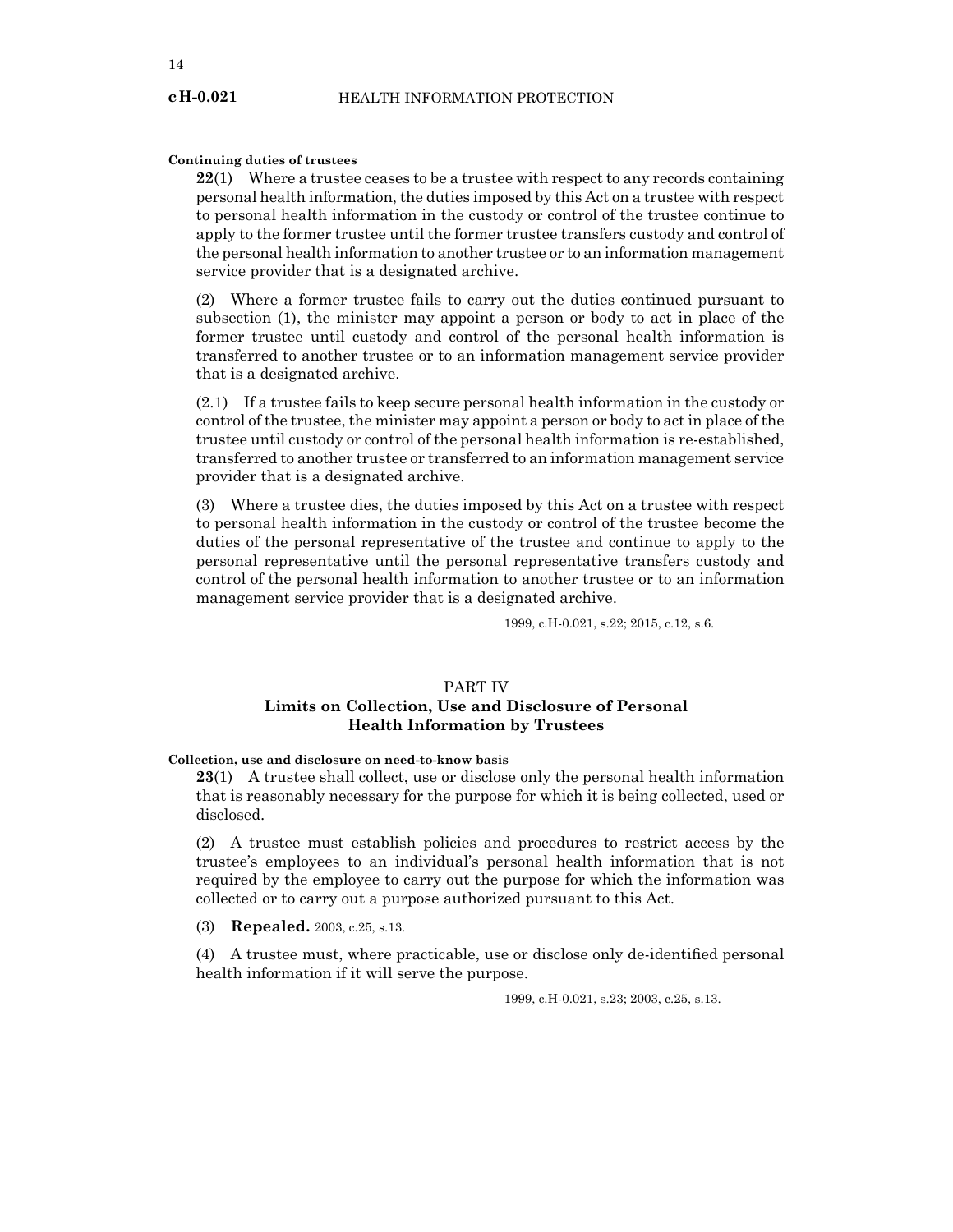**Continuing duties of trustees**

**22**(1) Where a trustee ceases to be a trustee with respect to any records containing personal health information, the duties imposed by this Act on a trustee with respect to personal health information in the custody or control of the trustee continue to apply to the former trustee until the former trustee transfers custody and control of the personal health information to another trustee or to an information management service provider that is a designated archive.

(2) Where a former trustee fails to carry out the duties continued pursuant to subsection (1), the minister may appoint a person or body to act in place of the former trustee until custody and control of the personal health information is transferred to another trustee or to an information management service provider that is a designated archive.

(2.1) If a trustee fails to keep secure personal health information in the custody or control of the trustee, the minister may appoint a person or body to act in place of the trustee until custody or control of the personal health information is re-established, transferred to another trustee or transferred to an information management service provider that is a designated archive.

(3) Where a trustee dies, the duties imposed by this Act on a trustee with respect to personal health information in the custody or control of the trustee become the duties of the personal representative of the trustee and continue to apply to the personal representative until the personal representative transfers custody and control of the personal health information to another trustee or to an information management service provider that is a designated archive.

1999, c.H-0.021, s.22; 2015, c.12, s.6.

## PART IV
## Limits on Collection, Use and Disclosure of Personal Health Information by Trustees

**Collection, use and disclosure on need-to-know basis**

**23**(1) A trustee shall collect, use or disclose only the personal health information that is reasonably necessary for the purpose for which it is being collected, used or disclosed.

(2) A trustee must establish policies and procedures to restrict access by the trustee's employees to an individual's personal health information that is not required by the employee to carry out the purpose for which the information was collected or to carry out a purpose authorized pursuant to this Act.

(3) **Repealed.** 2003, c.25, s.13.

(4) A trustee must, where practicable, use or disclose only de-identified personal health information if it will serve the purpose.

1999, c.H-0.021, s.23; 2003, c.25, s.13.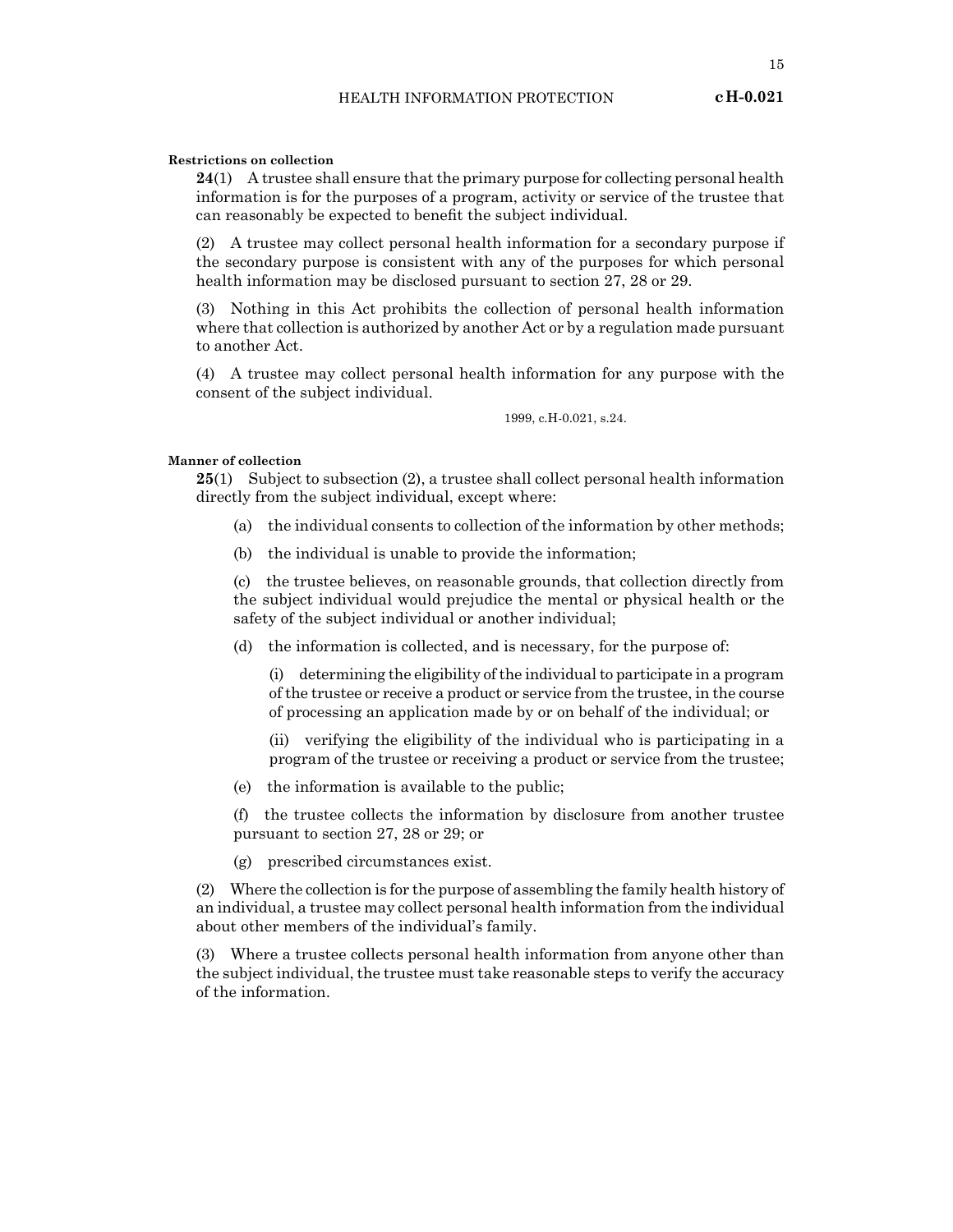**Restrictions on collection**

**24**(1) A trustee shall ensure that the primary purpose for collecting personal health information is for the purposes of a program, activity or service of the trustee that can reasonably be expected to benefit the subject individual.

(2) A trustee may collect personal health information for a secondary purpose if the secondary purpose is consistent with any of the purposes for which personal health information may be disclosed pursuant to section 27, 28 or 29.

(3) Nothing in this Act prohibits the collection of personal health information where that collection is authorized by another Act or by a regulation made pursuant to another Act.

(4) A trustee may collect personal health information for any purpose with the consent of the subject individual.

1999, c.H-0.021, s.24.

**Manner of collection**

**25**(1) Subject to subsection (2), a trustee shall collect personal health information directly from the subject individual, except where:

(a) the individual consents to collection of the information by other methods;

(b) the individual is unable to provide the information;

(c) the trustee believes, on reasonable grounds, that collection directly from the subject individual would prejudice the mental or physical health or the safety of the subject individual or another individual;

(d) the information is collected, and is necessary, for the purpose of:

(i) determining the eligibility of the individual to participate in a program of the trustee or receive a product or service from the trustee, in the course of processing an application made by or on behalf of the individual; or

(ii) verifying the eligibility of the individual who is participating in a program of the trustee or receiving a product or service from the trustee;

(e) the information is available to the public;

(f) the trustee collects the information by disclosure from another trustee pursuant to section 27, 28 or 29; or

(g) prescribed circumstances exist.

(2) Where the collection is for the purpose of assembling the family health history of an individual, a trustee may collect personal health information from the individual about other members of the individual's family.

(3) Where a trustee collects personal health information from anyone other than the subject individual, the trustee must take reasonable steps to verify the accuracy of the information.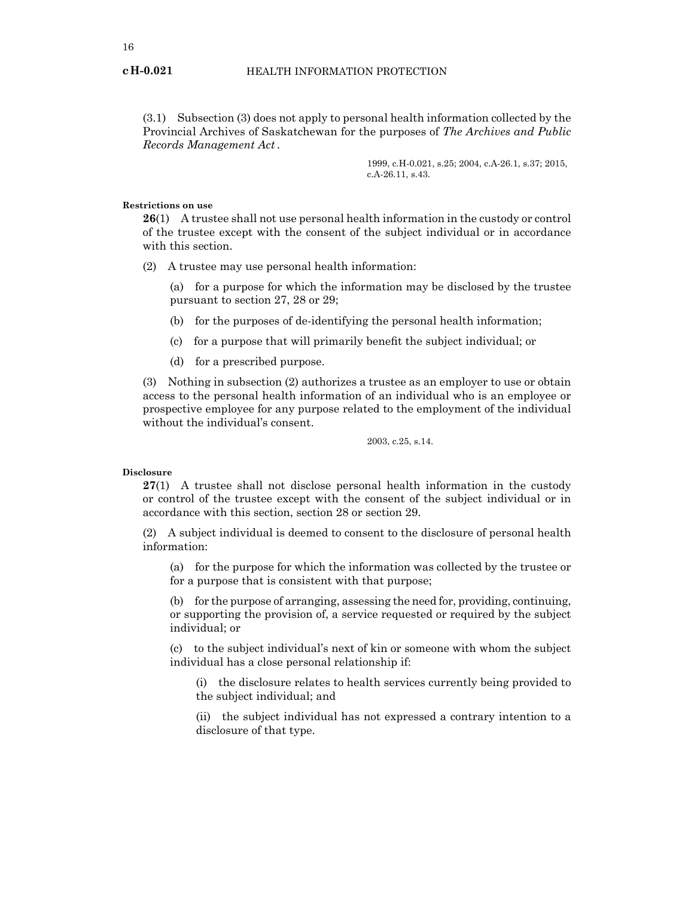(3.1) Subsection (3) does not apply to personal health information collected by the Provincial Archives of Saskatchewan for the purposes of *The Archives and Public Records Management Act*.

1999, c.H-0.021, s.25; 2004, c.A-26.1, s.37; 2015, c.A-26.11, s.43.

**Restrictions on use**

**26**(1) A trustee shall not use personal health information in the custody or control of the trustee except with the consent of the subject individual or in accordance with this section.

(2) A trustee may use personal health information:

(a) for a purpose for which the information may be disclosed by the trustee pursuant to section 27, 28 or 29;

(b) for the purposes of de-identifying the personal health information;

(c) for a purpose that will primarily benefit the subject individual; or

(d) for a prescribed purpose.

(3) Nothing in subsection (2) authorizes a trustee as an employer to use or obtain access to the personal health information of an individual who is an employee or prospective employee for any purpose related to the employment of the individual without the individual's consent.

2003, c.25, s.14.

**Disclosure**

**27**(1) A trustee shall not disclose personal health information in the custody or control of the trustee except with the consent of the subject individual or in accordance with this section, section 28 or section 29.

(2) A subject individual is deemed to consent to the disclosure of personal health information:

(a) for the purpose for which the information was collected by the trustee or for a purpose that is consistent with that purpose;

(b) for the purpose of arranging, assessing the need for, providing, continuing, or supporting the provision of, a service requested or required by the subject individual; or

(c) to the subject individual's next of kin or someone with whom the subject individual has a close personal relationship if:

(i) the disclosure relates to health services currently being provided to the subject individual; and

(ii) the subject individual has not expressed a contrary intention to a disclosure of that type.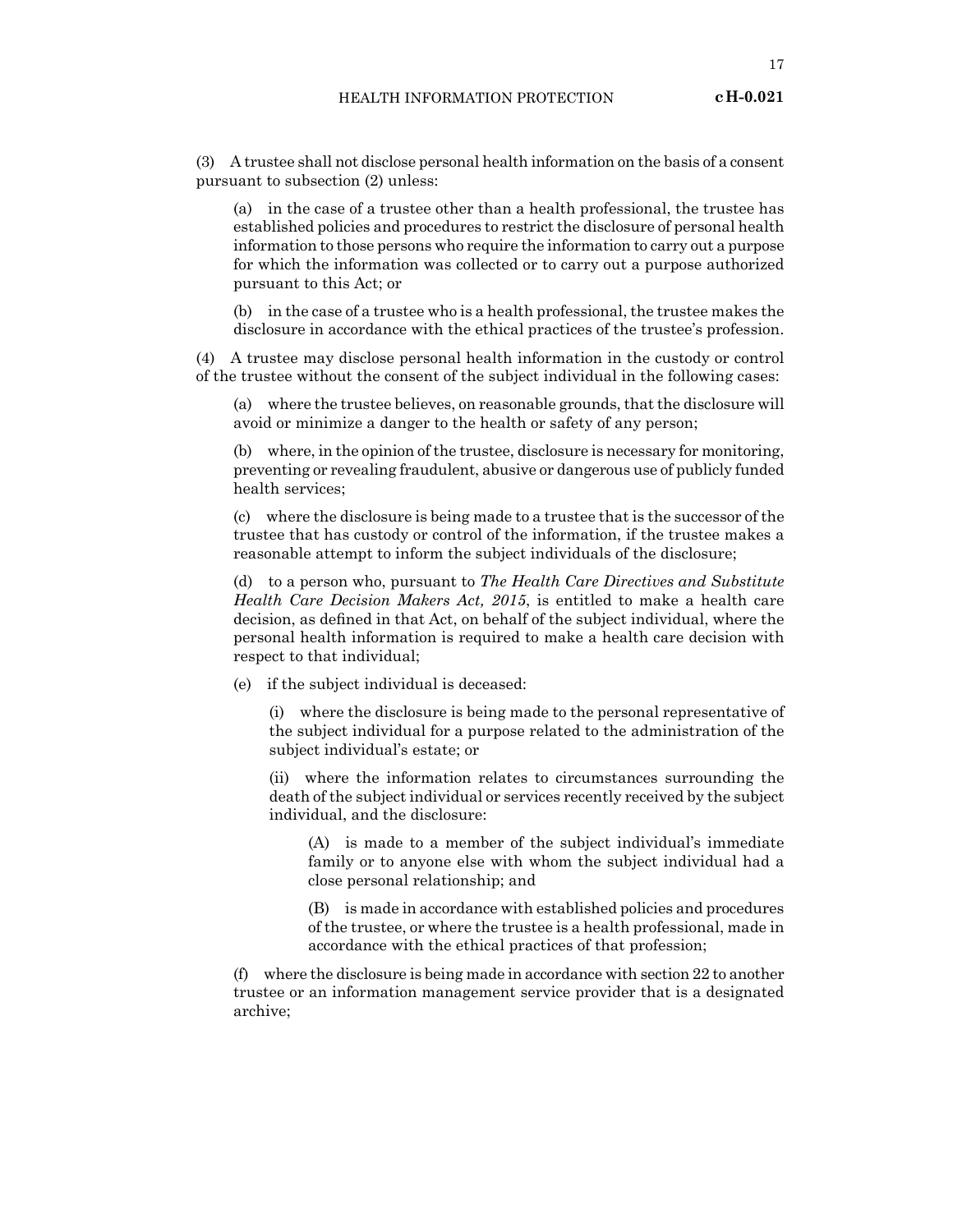(3) A trustee shall not disclose personal health information on the basis of a consent pursuant to subsection (2) unless:

(a) in the case of a trustee other than a health professional, the trustee has established policies and procedures to restrict the disclosure of personal health information to those persons who require the information to carry out a purpose for which the information was collected or to carry out a purpose authorized pursuant to this Act; or

(b) in the case of a trustee who is a health professional, the trustee makes the disclosure in accordance with the ethical practices of the trustee's profession.

(4) A trustee may disclose personal health information in the custody or control of the trustee without the consent of the subject individual in the following cases:

(a) where the trustee believes, on reasonable grounds, that the disclosure will avoid or minimize a danger to the health or safety of any person;

(b) where, in the opinion of the trustee, disclosure is necessary for monitoring, preventing or revealing fraudulent, abusive or dangerous use of publicly funded health services;

(c) where the disclosure is being made to a trustee that is the successor of the trustee that has custody or control of the information, if the trustee makes a reasonable attempt to inform the subject individuals of the disclosure;

(d) to a person who, pursuant to *The Health Care Directives and Substitute Health Care Decision Makers Act, 2015*, is entitled to make a health care decision, as defined in that Act, on behalf of the subject individual, where the personal health information is required to make a health care decision with respect to that individual;

(e) if the subject individual is deceased:

(i) where the disclosure is being made to the personal representative of the subject individual for a purpose related to the administration of the subject individual's estate; or

(ii) where the information relates to circumstances surrounding the death of the subject individual or services recently received by the subject individual, and the disclosure:

(A) is made to a member of the subject individual's immediate family or to anyone else with whom the subject individual had a close personal relationship; and

(B) is made in accordance with established policies and procedures of the trustee, or where the trustee is a health professional, made in accordance with the ethical practices of that profession;

(f) where the disclosure is being made in accordance with section 22 to another trustee or an information management service provider that is a designated archive;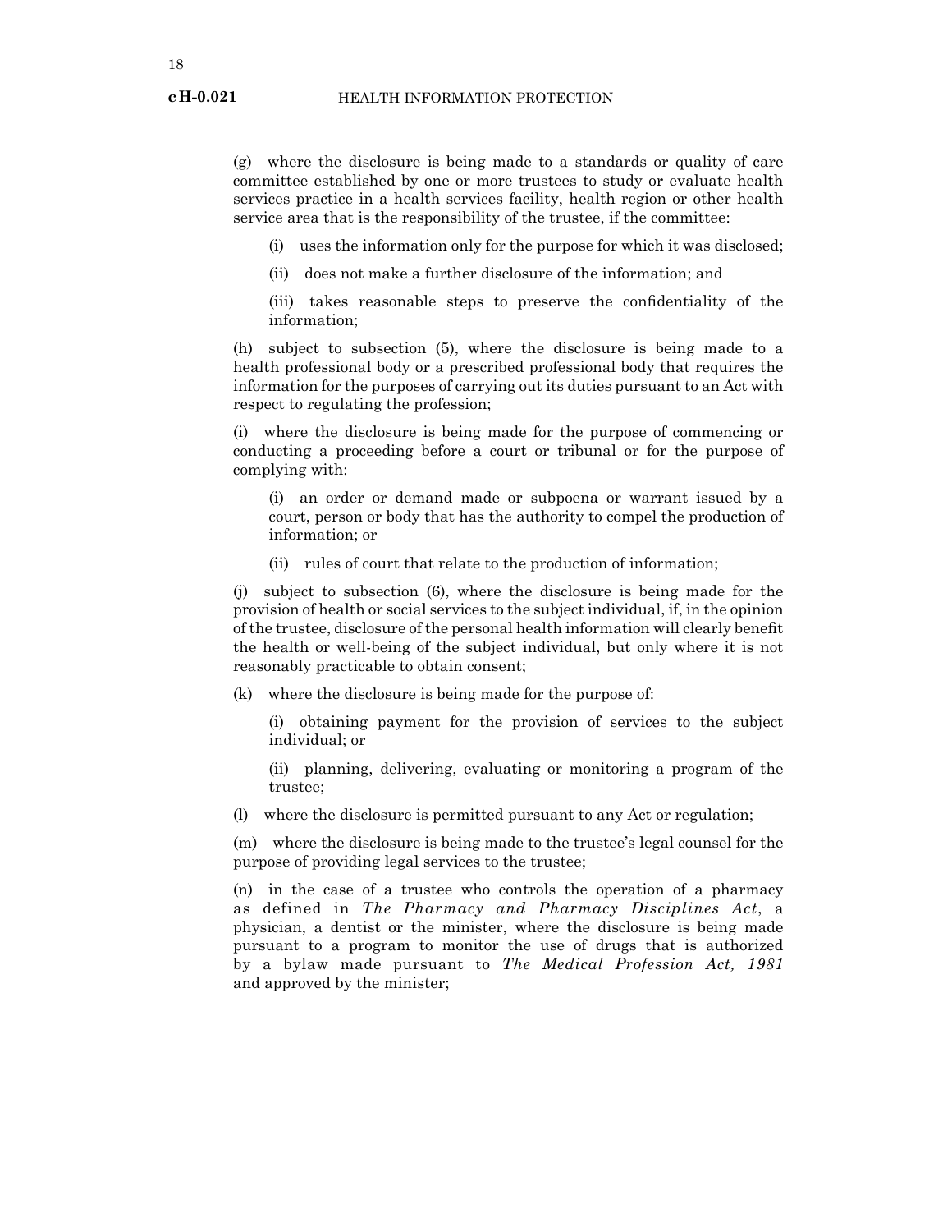(g) where the disclosure is being made to a standards or quality of care committee established by one or more trustees to study or evaluate health services practice in a health services facility, health region or other health service area that is the responsibility of the trustee, if the committee:

(i) uses the information only for the purpose for which it was disclosed;

(ii) does not make a further disclosure of the information; and

(iii) takes reasonable steps to preserve the confidentiality of the information;

(h) subject to subsection (5), where the disclosure is being made to a health professional body or a prescribed professional body that requires the information for the purposes of carrying out its duties pursuant to an Act with respect to regulating the profession;

(i) where the disclosure is being made for the purpose of commencing or conducting a proceeding before a court or tribunal or for the purpose of complying with:

(i) an order or demand made or subpoena or warrant issued by a court, person or body that has the authority to compel the production of information; or

(ii) rules of court that relate to the production of information;

(j) subject to subsection (6), where the disclosure is being made for the provision of health or social services to the subject individual, if, in the opinion of the trustee, disclosure of the personal health information will clearly benefit the health or well-being of the subject individual, but only where it is not reasonably practicable to obtain consent;

(k) where the disclosure is being made for the purpose of:

(i) obtaining payment for the provision of services to the subject individual; or

(ii) planning, delivering, evaluating or monitoring a program of the trustee;

(l) where the disclosure is permitted pursuant to any Act or regulation;

(m) where the disclosure is being made to the trustee's legal counsel for the purpose of providing legal services to the trustee;

(n) in the case of a trustee who controls the operation of a pharmacy as defined in *The Pharmacy and Pharmacy Disciplines Act*, a physician, a dentist or the minister, where the disclosure is being made pursuant to a program to monitor the use of drugs that is authorized by a bylaw made pursuant to *The Medical Profession Act, 1981* and approved by the minister;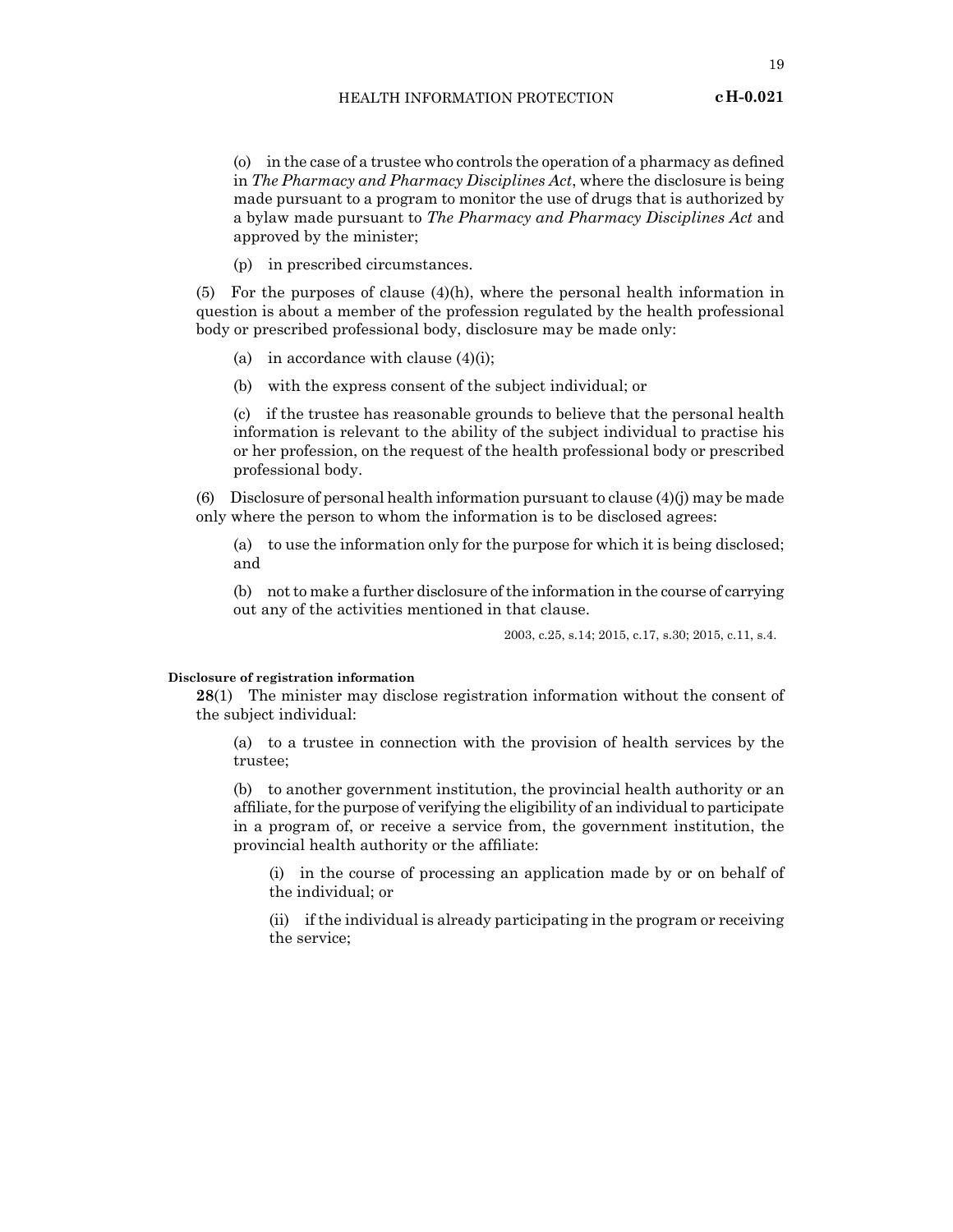(o) in the case of a trustee who controls the operation of a pharmacy as defined in *The Pharmacy and Pharmacy Disciplines Act*, where the disclosure is being made pursuant to a program to monitor the use of drugs that is authorized by a bylaw made pursuant to *The Pharmacy and Pharmacy Disciplines Act* and approved by the minister;

(p) in prescribed circumstances.

(5) For the purposes of clause (4)(h), where the personal health information in question is about a member of the profession regulated by the health professional body or prescribed professional body, disclosure may be made only:

(a) in accordance with clause (4)(i);

(b) with the express consent of the subject individual; or

(c) if the trustee has reasonable grounds to believe that the personal health information is relevant to the ability of the subject individual to practise his or her profession, on the request of the health professional body or prescribed professional body.

(6) Disclosure of personal health information pursuant to clause (4)(j) may be made only where the person to whom the information is to be disclosed agrees:

(a) to use the information only for the purpose for which it is being disclosed; and

(b) not to make a further disclosure of the information in the course of carrying out any of the activities mentioned in that clause.

2003, c.25, s.14; 2015, c.17, s.30; 2015, c.11, s.4.

**Disclosure of registration information**

**28**(1) The minister may disclose registration information without the consent of the subject individual:

(a) to a trustee in connection with the provision of health services by the trustee;

(b) to another government institution, the provincial health authority or an affiliate, for the purpose of verifying the eligibility of an individual to participate in a program of, or receive a service from, the government institution, the provincial health authority or the affiliate:

(i) in the course of processing an application made by or on behalf of the individual; or

(ii) if the individual is already participating in the program or receiving the service;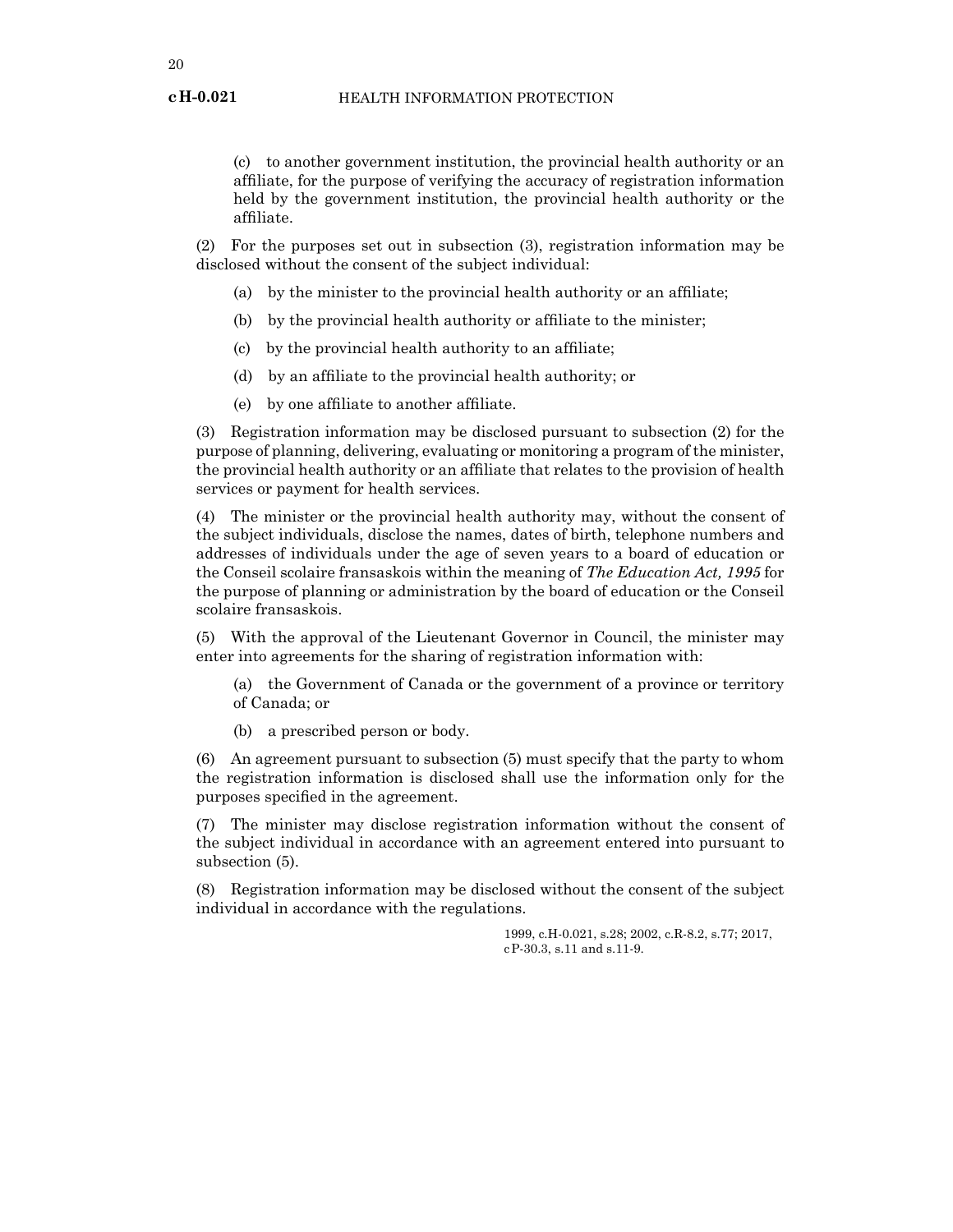(c) to another government institution, the provincial health authority or an affiliate, for the purpose of verifying the accuracy of registration information held by the government institution, the provincial health authority or the affiliate.

(2) For the purposes set out in subsection (3), registration information may be disclosed without the consent of the subject individual:

(a) by the minister to the provincial health authority or an affiliate;

(b) by the provincial health authority or affiliate to the minister;

(c) by the provincial health authority to an affiliate;

(d) by an affiliate to the provincial health authority; or

(e) by one affiliate to another affiliate.

(3) Registration information may be disclosed pursuant to subsection (2) for the purpose of planning, delivering, evaluating or monitoring a program of the minister, the provincial health authority or an affiliate that relates to the provision of health services or payment for health services.

(4) The minister or the provincial health authority may, without the consent of the subject individuals, disclose the names, dates of birth, telephone numbers and addresses of individuals under the age of seven years to a board of education or the Conseil scolaire fransaskois within the meaning of *The Education Act, 1995* for the purpose of planning or administration by the board of education or the Conseil scolaire fransaskois.

(5) With the approval of the Lieutenant Governor in Council, the minister may enter into agreements for the sharing of registration information with:

(a) the Government of Canada or the government of a province or territory of Canada; or

(b) a prescribed person or body.

(6) An agreement pursuant to subsection (5) must specify that the party to whom the registration information is disclosed shall use the information only for the purposes specified in the agreement.

(7) The minister may disclose registration information without the consent of the subject individual in accordance with an agreement entered into pursuant to subsection (5).

(8) Registration information may be disclosed without the consent of the subject individual in accordance with the regulations.

1999, c.H-0.021, s.28; 2002, c.R-8.2, s.77; 2017, cP-30.3, s.11 and s.11-9.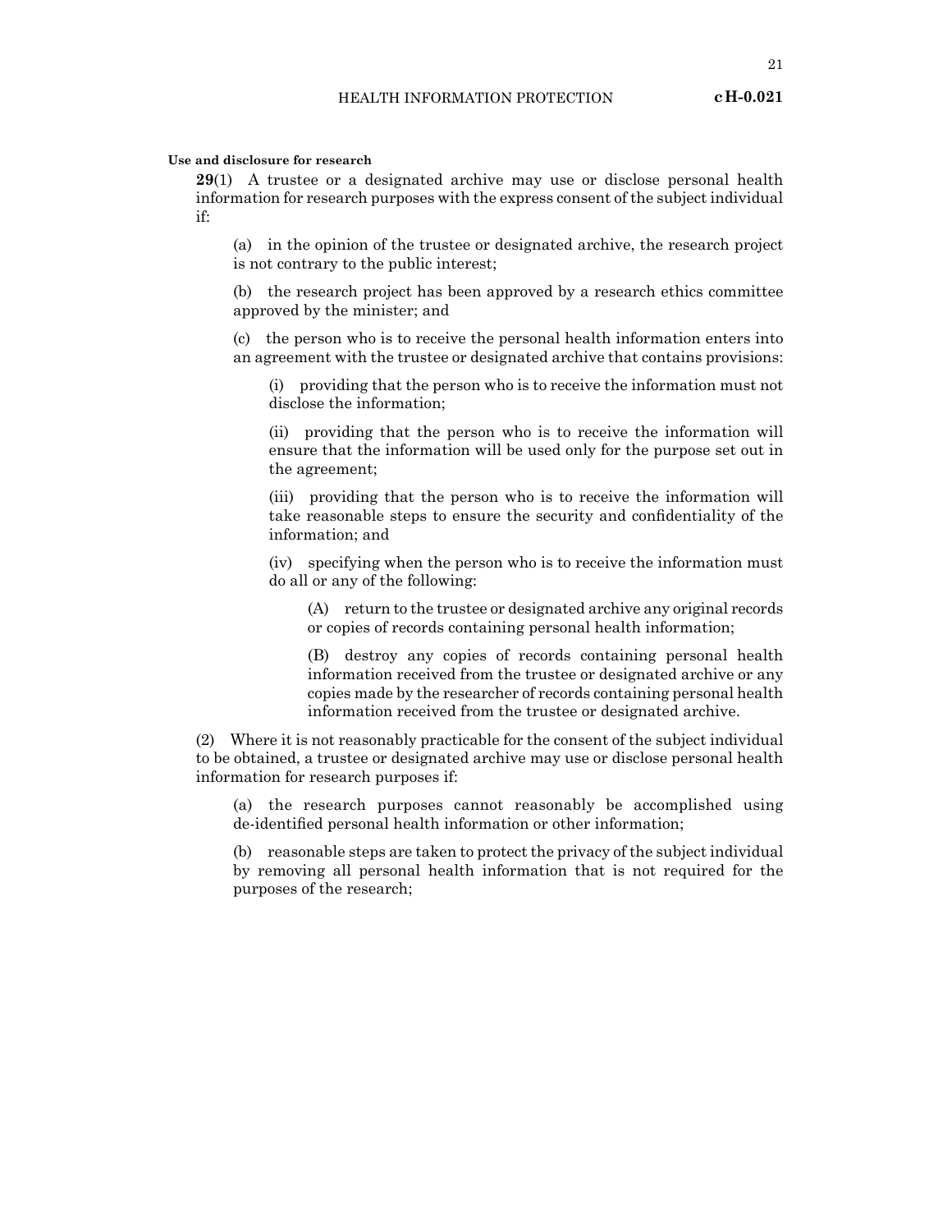**Use and disclosure for research**

**29**(1) A trustee or a designated archive may use or disclose personal health information for research purposes with the express consent of the subject individual if:

(a) in the opinion of the trustee or designated archive, the research project is not contrary to the public interest;

(b) the research project has been approved by a research ethics committee approved by the minister; and

(c) the person who is to receive the personal health information enters into an agreement with the trustee or designated archive that contains provisions:

(i) providing that the person who is to receive the information must not disclose the information;

(ii) providing that the person who is to receive the information will ensure that the information will be used only for the purpose set out in the agreement;

(iii) providing that the person who is to receive the information will take reasonable steps to ensure the security and confidentiality of the information; and

(iv) specifying when the person who is to receive the information must do all or any of the following:

(A) return to the trustee or designated archive any original records or copies of records containing personal health information;

(B) destroy any copies of records containing personal health information received from the trustee or designated archive or any copies made by the researcher of records containing personal health information received from the trustee or designated archive.

(2) Where it is not reasonably practicable for the consent of the subject individual to be obtained, a trustee or designated archive may use or disclose personal health information for research purposes if:

(a) the research purposes cannot reasonably be accomplished using de-identified personal health information or other information;

(b) reasonable steps are taken to protect the privacy of the subject individual by removing all personal health information that is not required for the purposes of the research;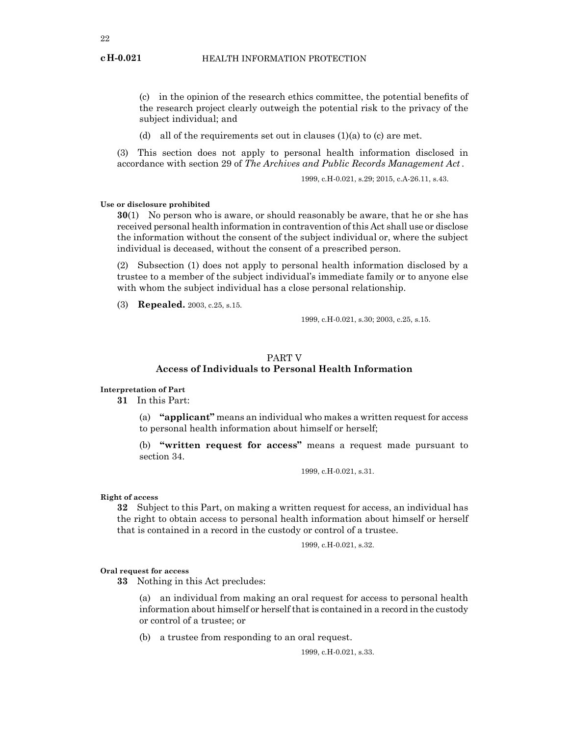(c) in the opinion of the research ethics committee, the potential benefits of the research project clearly outweigh the potential risk to the privacy of the subject individual; and

(d) all of the requirements set out in clauses (1)(a) to (c) are met.

(3) This section does not apply to personal health information disclosed in accordance with section 29 of *The Archives and Public Records Management Act*.

1999, c.H-0.021, s.29; 2015, c.A-26.11, s.43.

**Use or disclosure prohibited**

**30**(1) No person who is aware, or should reasonably be aware, that he or she has received personal health information in contravention of this Act shall use or disclose the information without the consent of the subject individual or, where the subject individual is deceased, without the consent of a prescribed person.

(2) Subsection (1) does not apply to personal health information disclosed by a trustee to a member of the subject individual's immediate family or to anyone else with whom the subject individual has a close personal relationship.

(3) **Repealed.** 2003, c.25, s.15.

1999, c.H-0.021, s.30; 2003, c.25, s.15.

## PART V
## Access of Individuals to Personal Health Information

**Interpretation of Part**

**31** In this Part:

(a) **"applicant"** means an individual who makes a written request for access to personal health information about himself or herself;

(b) **"written request for access"** means a request made pursuant to section 34.

1999, c.H-0.021, s.31.

**Right of access**

**32** Subject to this Part, on making a written request for access, an individual has the right to obtain access to personal health information about himself or herself that is contained in a record in the custody or control of a trustee.

1999, c.H-0.021, s.32.

**Oral request for access**

**33** Nothing in this Act precludes:

(a) an individual from making an oral request for access to personal health information about himself or herself that is contained in a record in the custody or control of a trustee; or

(b) a trustee from responding to an oral request.

1999, c.H-0.021, s.33.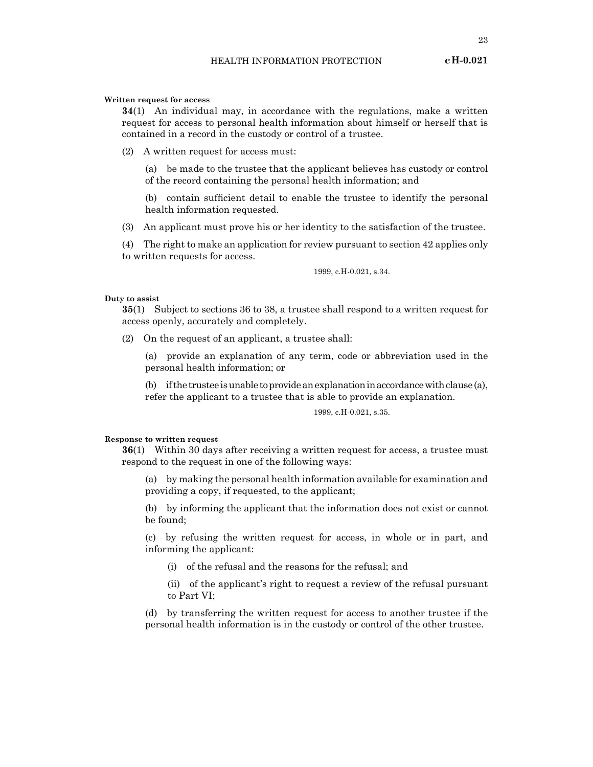**Written request for access**

**34**(1) An individual may, in accordance with the regulations, make a written request for access to personal health information about himself or herself that is contained in a record in the custody or control of a trustee.

(2) A written request for access must:

(a) be made to the trustee that the applicant believes has custody or control of the record containing the personal health information; and

(b) contain sufficient detail to enable the trustee to identify the personal health information requested.

(3) An applicant must prove his or her identity to the satisfaction of the trustee.

(4) The right to make an application for review pursuant to section 42 applies only to written requests for access.

1999, c.H-0.021, s.34.

**Duty to assist**

**35**(1) Subject to sections 36 to 38, a trustee shall respond to a written request for access openly, accurately and completely.

(2) On the request of an applicant, a trustee shall:

(a) provide an explanation of any term, code or abbreviation used in the personal health information; or

(b) if the trustee is unable to provide an explanation in accordance with clause (a), refer the applicant to a trustee that is able to provide an explanation.

1999, c.H-0.021, s.35.

**Response to written request**

**36**(1) Within 30 days after receiving a written request for access, a trustee must respond to the request in one of the following ways:

(a) by making the personal health information available for examination and providing a copy, if requested, to the applicant;

(b) by informing the applicant that the information does not exist or cannot be found;

(c) by refusing the written request for access, in whole or in part, and informing the applicant:

(i) of the refusal and the reasons for the refusal; and

(ii) of the applicant's right to request a review of the refusal pursuant to Part VI;

(d) by transferring the written request for access to another trustee if the personal health information is in the custody or control of the other trustee.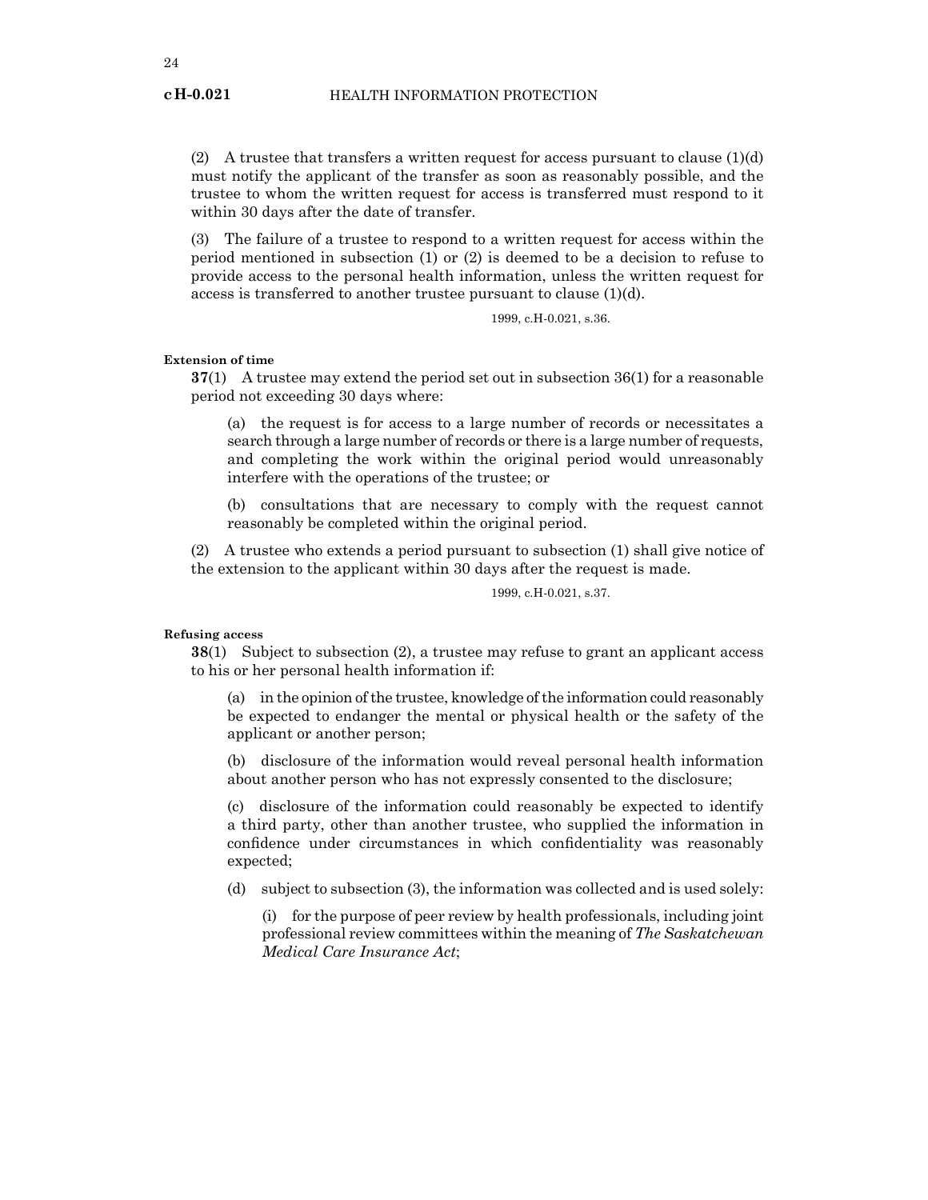(2) A trustee that transfers a written request for access pursuant to clause (1)(d) must notify the applicant of the transfer as soon as reasonably possible, and the trustee to whom the written request for access is transferred must respond to it within 30 days after the date of transfer.

(3) The failure of a trustee to respond to a written request for access within the period mentioned in subsection (1) or (2) is deemed to be a decision to refuse to provide access to the personal health information, unless the written request for access is transferred to another trustee pursuant to clause (1)(d).

1999, c.H-0.021, s.36.

**Extension of time**

**37**(1) A trustee may extend the period set out in subsection 36(1) for a reasonable period not exceeding 30 days where:

(a) the request is for access to a large number of records or necessitates a search through a large number of records or there is a large number of requests, and completing the work within the original period would unreasonably interfere with the operations of the trustee; or

(b) consultations that are necessary to comply with the request cannot reasonably be completed within the original period.

(2) A trustee who extends a period pursuant to subsection (1) shall give notice of the extension to the applicant within 30 days after the request is made.

1999, c.H-0.021, s.37.

**Refusing access**

**38**(1) Subject to subsection (2), a trustee may refuse to grant an applicant access to his or her personal health information if:

(a) in the opinion of the trustee, knowledge of the information could reasonably be expected to endanger the mental or physical health or the safety of the applicant or another person;

(b) disclosure of the information would reveal personal health information about another person who has not expressly consented to the disclosure;

(c) disclosure of the information could reasonably be expected to identify a third party, other than another trustee, who supplied the information in confidence under circumstances in which confidentiality was reasonably expected;

(d) subject to subsection (3), the information was collected and is used solely:

(i) for the purpose of peer review by health professionals, including joint professional review committees within the meaning of *The Saskatchewan Medical Care Insurance Act*;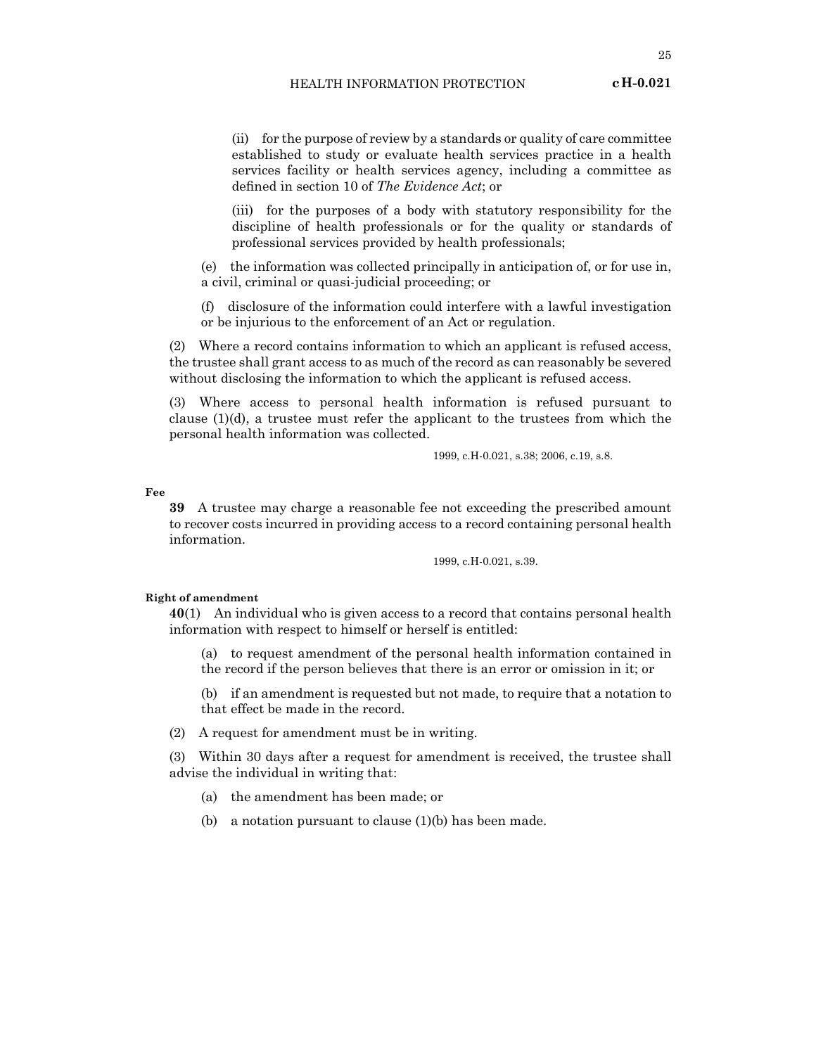(ii) for the purpose of review by a standards or quality of care committee established to study or evaluate health services practice in a health services facility or health services agency, including a committee as defined in section 10 of *The Evidence Act*; or

(iii) for the purposes of a body with statutory responsibility for the discipline of health professionals or for the quality or standards of professional services provided by health professionals;

(e) the information was collected principally in anticipation of, or for use in, a civil, criminal or quasi-judicial proceeding; or

(f) disclosure of the information could interfere with a lawful investigation or be injurious to the enforcement of an Act or regulation.

(2) Where a record contains information to which an applicant is refused access, the trustee shall grant access to as much of the record as can reasonably be severed without disclosing the information to which the applicant is refused access.

(3) Where access to personal health information is refused pursuant to clause (1)(d), a trustee must refer the applicant to the trustees from which the personal health information was collected.

1999, c.H-0.021, s.38; 2006, c.19, s.8.

**Fee**

**39** A trustee may charge a reasonable fee not exceeding the prescribed amount to recover costs incurred in providing access to a record containing personal health information.

1999, c.H-0.021, s.39.

**Right of amendment**

**40**(1) An individual who is given access to a record that contains personal health information with respect to himself or herself is entitled:

(a) to request amendment of the personal health information contained in the record if the person believes that there is an error or omission in it; or

(b) if an amendment is requested but not made, to require that a notation to that effect be made in the record.

(2) A request for amendment must be in writing.

(3) Within 30 days after a request for amendment is received, the trustee shall advise the individual in writing that:

(a) the amendment has been made; or

(b) a notation pursuant to clause (1)(b) has been made.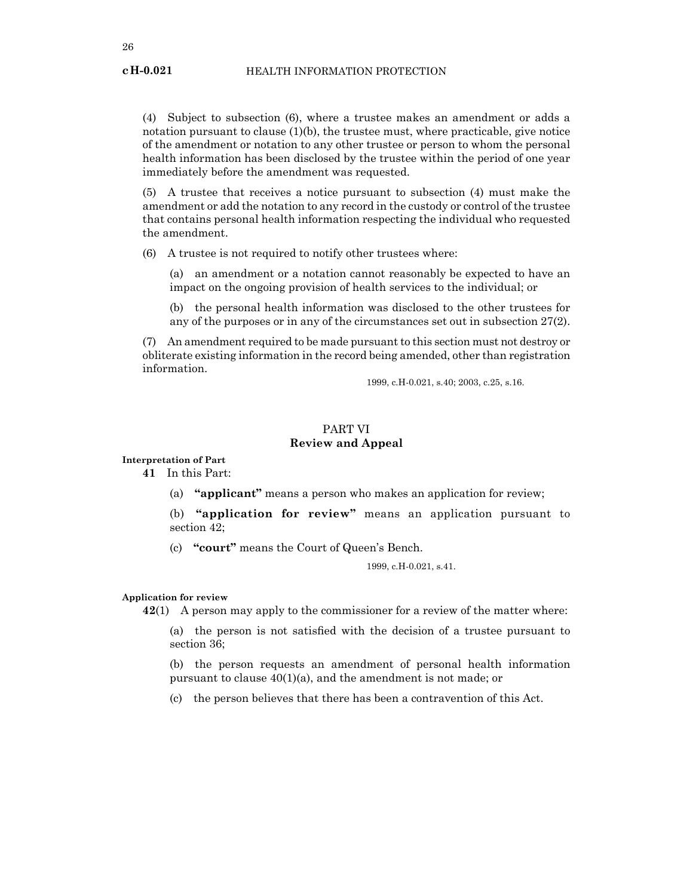(4) Subject to subsection (6), where a trustee makes an amendment or adds a notation pursuant to clause (1)(b), the trustee must, where practicable, give notice of the amendment or notation to any other trustee or person to whom the personal health information has been disclosed by the trustee within the period of one year immediately before the amendment was requested.

(5) A trustee that receives a notice pursuant to subsection (4) must make the amendment or add the notation to any record in the custody or control of the trustee that contains personal health information respecting the individual who requested the amendment.

(6) A trustee is not required to notify other trustees where:

(a) an amendment or a notation cannot reasonably be expected to have an impact on the ongoing provision of health services to the individual; or

(b) the personal health information was disclosed to the other trustees for any of the purposes or in any of the circumstances set out in subsection 27(2).

(7) An amendment required to be made pursuant to this section must not destroy or obliterate existing information in the record being amended, other than registration information.

1999, c.H-0.021, s.40; 2003, c.25, s.16.

## PART VI
## Review and Appeal

**Interpretation of Part**

**41** In this Part:

(a) **"applicant"** means a person who makes an application for review;

(b) **"application for review"** means an application pursuant to section 42;

(c) **"court"** means the Court of Queen's Bench.

1999, c.H-0.021, s.41.

**Application for review**

**42**(1) A person may apply to the commissioner for a review of the matter where:

(a) the person is not satisfied with the decision of a trustee pursuant to section 36;

(b) the person requests an amendment of personal health information pursuant to clause 40(1)(a), and the amendment is not made; or

(c) the person believes that there has been a contravention of this Act.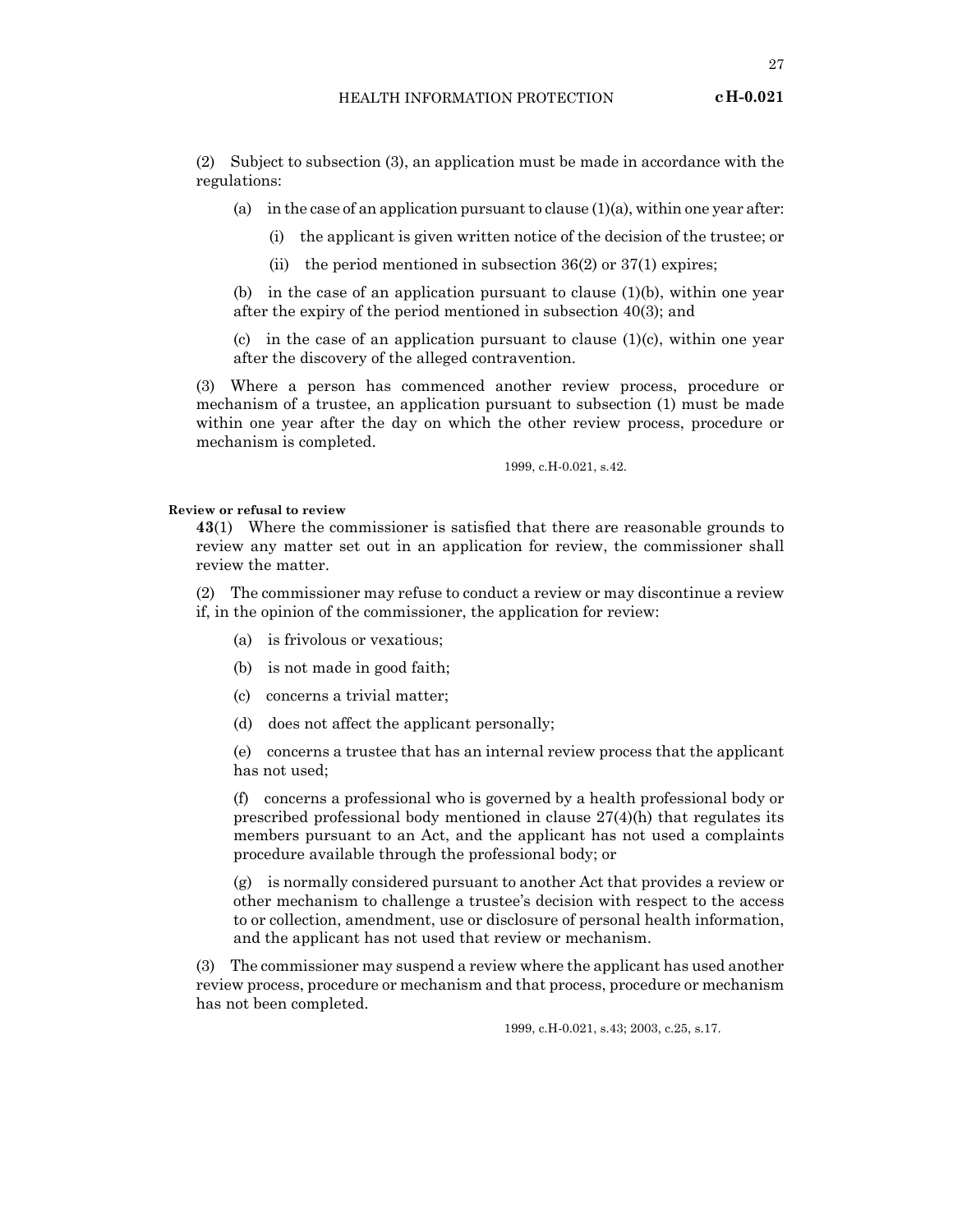(2) Subject to subsection (3), an application must be made in accordance with the regulations:

(a) in the case of an application pursuant to clause (1)(a), within one year after:

(i) the applicant is given written notice of the decision of the trustee; or

(ii) the period mentioned in subsection 36(2) or 37(1) expires;

(b) in the case of an application pursuant to clause (1)(b), within one year after the expiry of the period mentioned in subsection 40(3); and

(c) in the case of an application pursuant to clause (1)(c), within one year after the discovery of the alleged contravention.

(3) Where a person has commenced another review process, procedure or mechanism of a trustee, an application pursuant to subsection (1) must be made within one year after the day on which the other review process, procedure or mechanism is completed.

1999, c.H-0.021, s.42.

**Review or refusal to review**

**43**(1) Where the commissioner is satisfied that there are reasonable grounds to review any matter set out in an application for review, the commissioner shall review the matter.

(2) The commissioner may refuse to conduct a review or may discontinue a review if, in the opinion of the commissioner, the application for review:

(a) is frivolous or vexatious;

(b) is not made in good faith;

(c) concerns a trivial matter;

(d) does not affect the applicant personally;

(e) concerns a trustee that has an internal review process that the applicant has not used;

(f) concerns a professional who is governed by a health professional body or prescribed professional body mentioned in clause 27(4)(h) that regulates its members pursuant to an Act, and the applicant has not used a complaints procedure available through the professional body; or

(g) is normally considered pursuant to another Act that provides a review or other mechanism to challenge a trustee's decision with respect to the access to or collection, amendment, use or disclosure of personal health information, and the applicant has not used that review or mechanism.

(3) The commissioner may suspend a review where the applicant has used another review process, procedure or mechanism and that process, procedure or mechanism has not been completed.

1999, c.H-0.021, s.43; 2003, c.25, s.17.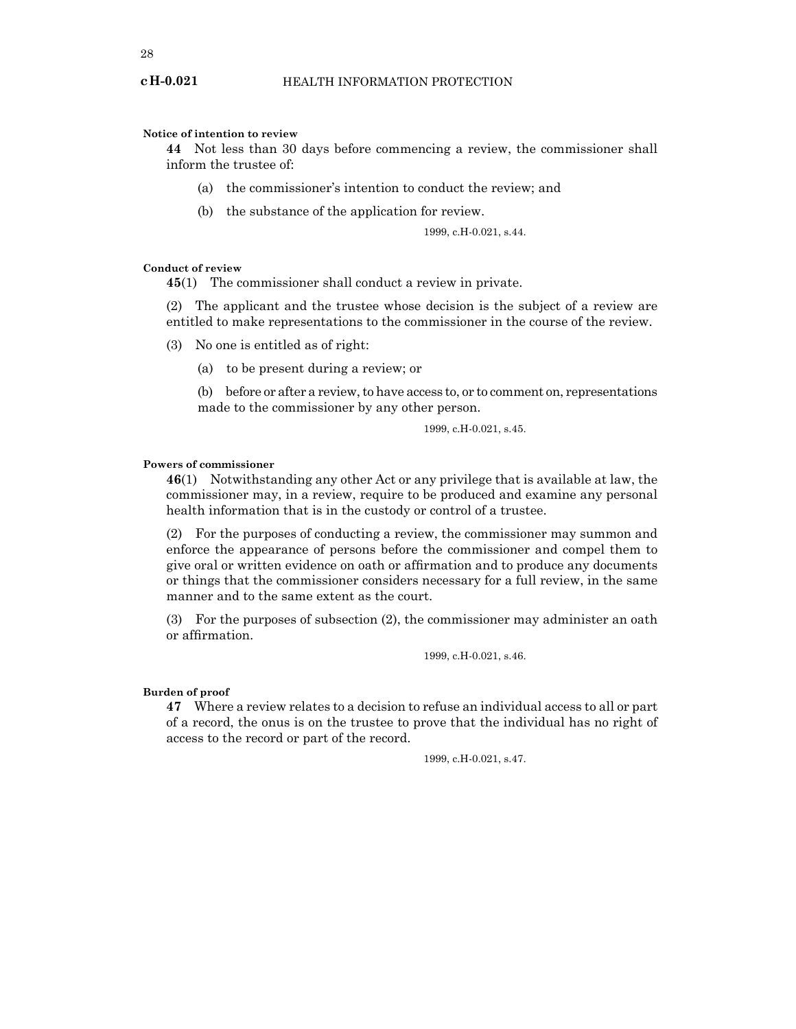**Notice of intention to review**

**44** Not less than 30 days before commencing a review, the commissioner shall inform the trustee of:

(a) the commissioner's intention to conduct the review; and

(b) the substance of the application for review.

1999, c.H-0.021, s.44.

**Conduct of review**

**45**(1) The commissioner shall conduct a review in private.

(2) The applicant and the trustee whose decision is the subject of a review are entitled to make representations to the commissioner in the course of the review.

(3) No one is entitled as of right:

(a) to be present during a review; or

(b) before or after a review, to have access to, or to comment on, representations made to the commissioner by any other person.

1999, c.H-0.021, s.45.

**Powers of commissioner**

**46**(1) Notwithstanding any other Act or any privilege that is available at law, the commissioner may, in a review, require to be produced and examine any personal health information that is in the custody or control of a trustee.

(2) For the purposes of conducting a review, the commissioner may summon and enforce the appearance of persons before the commissioner and compel them to give oral or written evidence on oath or affirmation and to produce any documents or things that the commissioner considers necessary for a full review, in the same manner and to the same extent as the court.

(3) For the purposes of subsection (2), the commissioner may administer an oath or affirmation.

1999, c.H-0.021, s.46.

**Burden of proof**

**47** Where a review relates to a decision to refuse an individual access to all or part of a record, the onus is on the trustee to prove that the individual has no right of access to the record or part of the record.

1999, c.H-0.021, s.47.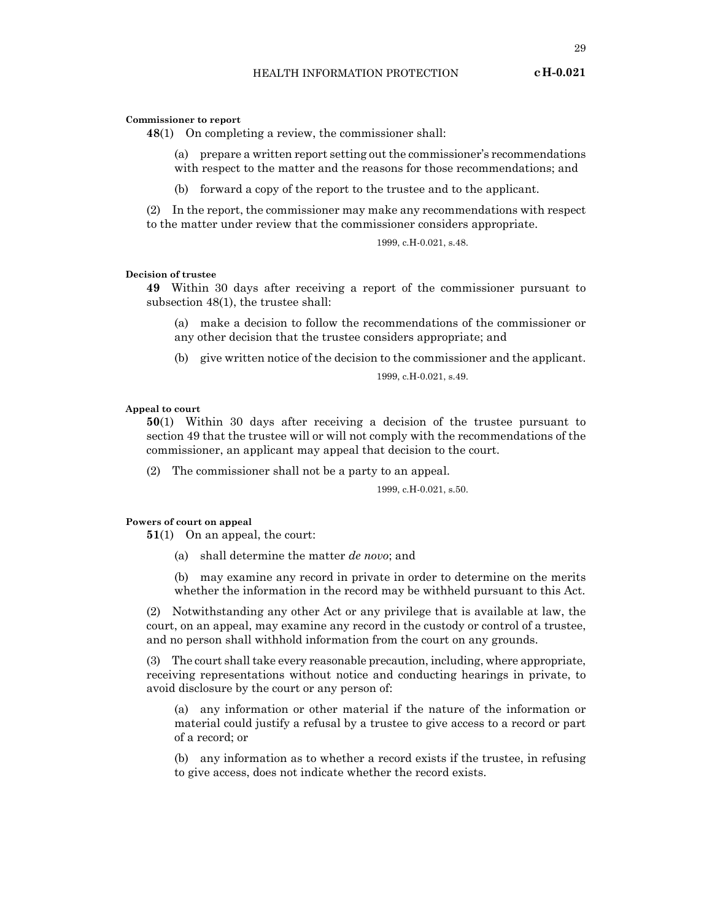**Commissioner to report**

**48**(1) On completing a review, the commissioner shall:

(a) prepare a written report setting out the commissioner's recommendations with respect to the matter and the reasons for those recommendations; and

(b) forward a copy of the report to the trustee and to the applicant.

(2) In the report, the commissioner may make any recommendations with respect to the matter under review that the commissioner considers appropriate.

1999, c.H-0.021, s.48.

**Decision of trustee**

**49** Within 30 days after receiving a report of the commissioner pursuant to subsection 48(1), the trustee shall:

(a) make a decision to follow the recommendations of the commissioner or any other decision that the trustee considers appropriate; and

(b) give written notice of the decision to the commissioner and the applicant.

1999, c.H-0.021, s.49.

**Appeal to court**

**50**(1) Within 30 days after receiving a decision of the trustee pursuant to section 49 that the trustee will or will not comply with the recommendations of the commissioner, an applicant may appeal that decision to the court.

(2) The commissioner shall not be a party to an appeal.

1999, c.H-0.021, s.50.

**Powers of court on appeal**

**51**(1) On an appeal, the court:

(a) shall determine the matter *de novo*; and

(b) may examine any record in private in order to determine on the merits whether the information in the record may be withheld pursuant to this Act.

(2) Notwithstanding any other Act or any privilege that is available at law, the court, on an appeal, may examine any record in the custody or control of a trustee, and no person shall withhold information from the court on any grounds.

(3) The court shall take every reasonable precaution, including, where appropriate, receiving representations without notice and conducting hearings in private, to avoid disclosure by the court or any person of:

(a) any information or other material if the nature of the information or material could justify a refusal by a trustee to give access to a record or part of a record; or

(b) any information as to whether a record exists if the trustee, in refusing to give access, does not indicate whether the record exists.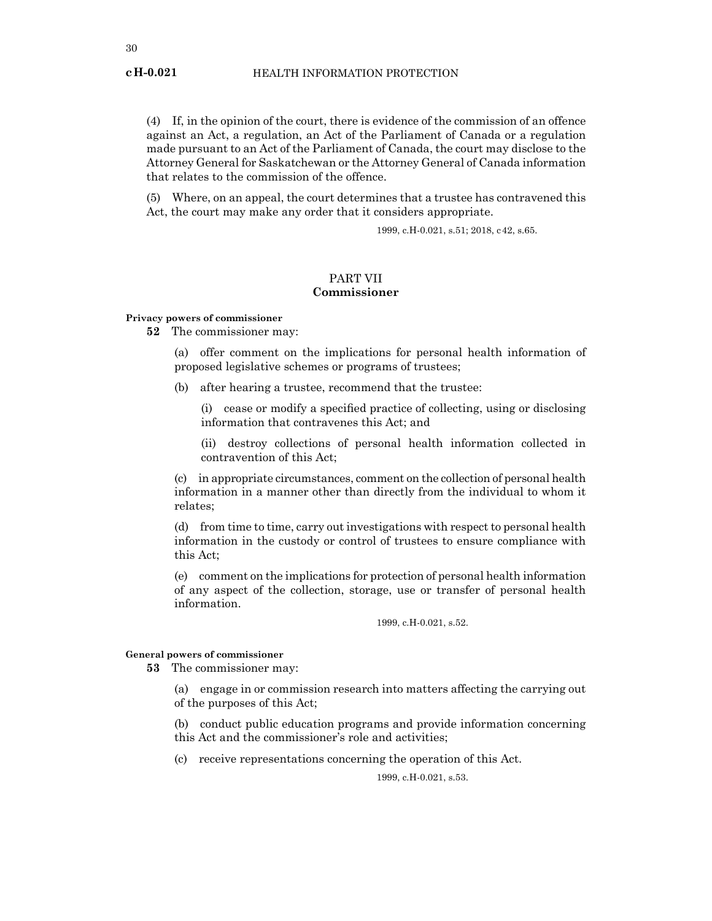(4) If, in the opinion of the court, there is evidence of the commission of an offence against an Act, a regulation, an Act of the Parliament of Canada or a regulation made pursuant to an Act of the Parliament of Canada, the court may disclose to the Attorney General for Saskatchewan or the Attorney General of Canada information that relates to the commission of the offence.

(5) Where, on an appeal, the court determines that a trustee has contravened this Act, the court may make any order that it considers appropriate.

1999, c.H-0.021, s.51; 2018, c42, s.65.

## PART VII
## Commissioner

**Privacy powers of commissioner**

**52** The commissioner may:

(a) offer comment on the implications for personal health information of proposed legislative schemes or programs of trustees;

(b) after hearing a trustee, recommend that the trustee:

(i) cease or modify a specified practice of collecting, using or disclosing information that contravenes this Act; and

(ii) destroy collections of personal health information collected in contravention of this Act;

(c) in appropriate circumstances, comment on the collection of personal health information in a manner other than directly from the individual to whom it relates;

(d) from time to time, carry out investigations with respect to personal health information in the custody or control of trustees to ensure compliance with this Act;

(e) comment on the implications for protection of personal health information of any aspect of the collection, storage, use or transfer of personal health information.

1999, c.H-0.021, s.52.

**General powers of commissioner**

**53** The commissioner may:

(a) engage in or commission research into matters affecting the carrying out of the purposes of this Act;

(b) conduct public education programs and provide information concerning this Act and the commissioner's role and activities;

(c) receive representations concerning the operation of this Act.

1999, c.H-0.021, s.53.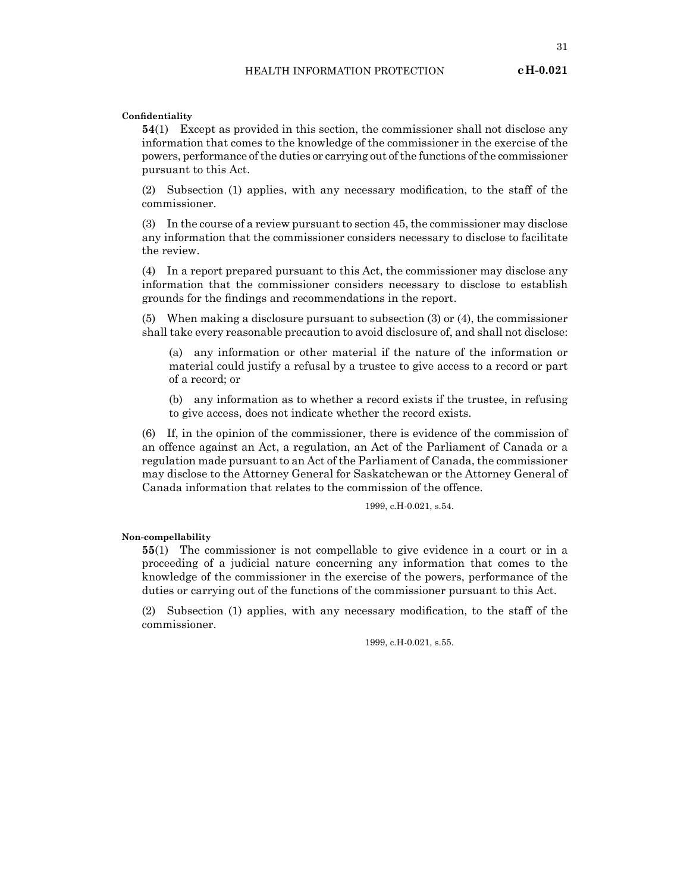**Confidentiality**

**54**(1) Except as provided in this section, the commissioner shall not disclose any information that comes to the knowledge of the commissioner in the exercise of the powers, performance of the duties or carrying out of the functions of the commissioner pursuant to this Act.

(2) Subsection (1) applies, with any necessary modification, to the staff of the commissioner.

(3) In the course of a review pursuant to section 45, the commissioner may disclose any information that the commissioner considers necessary to disclose to facilitate the review.

(4) In a report prepared pursuant to this Act, the commissioner may disclose any information that the commissioner considers necessary to disclose to establish grounds for the findings and recommendations in the report.

(5) When making a disclosure pursuant to subsection (3) or (4), the commissioner shall take every reasonable precaution to avoid disclosure of, and shall not disclose:

(a) any information or other material if the nature of the information or material could justify a refusal by a trustee to give access to a record or part of a record; or

(b) any information as to whether a record exists if the trustee, in refusing to give access, does not indicate whether the record exists.

(6) If, in the opinion of the commissioner, there is evidence of the commission of an offence against an Act, a regulation, an Act of the Parliament of Canada or a regulation made pursuant to an Act of the Parliament of Canada, the commissioner may disclose to the Attorney General for Saskatchewan or the Attorney General of Canada information that relates to the commission of the offence.

1999, c.H-0.021, s.54.

**Non-compellability**

**55**(1) The commissioner is not compellable to give evidence in a court or in a proceeding of a judicial nature concerning any information that comes to the knowledge of the commissioner in the exercise of the powers, performance of the duties or carrying out of the functions of the commissioner pursuant to this Act.

(2) Subsection (1) applies, with any necessary modification, to the staff of the commissioner.

1999, c.H-0.021, s.55.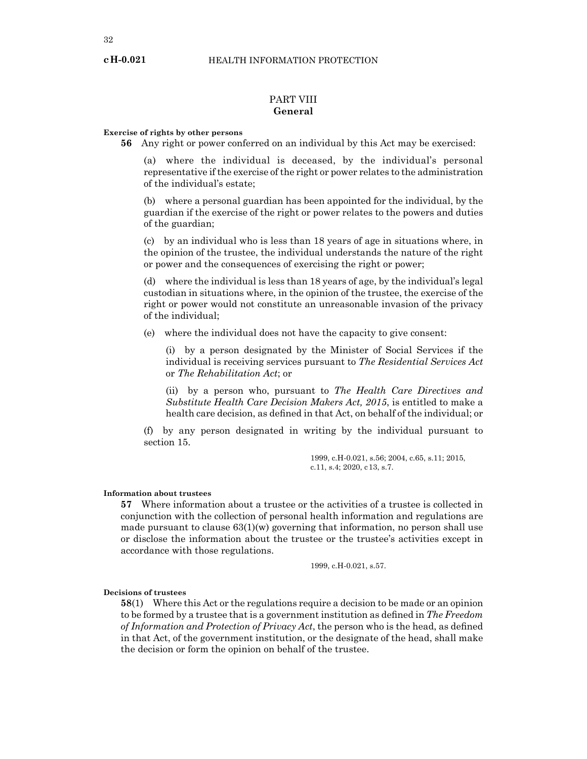## PART VIII
## General

**Exercise of rights by other persons**

**56** Any right or power conferred on an individual by this Act may be exercised:

(a) where the individual is deceased, by the individual's personal representative if the exercise of the right or power relates to the administration of the individual's estate;

(b) where a personal guardian has been appointed for the individual, by the guardian if the exercise of the right or power relates to the powers and duties of the guardian;

(c) by an individual who is less than 18 years of age in situations where, in the opinion of the trustee, the individual understands the nature of the right or power and the consequences of exercising the right or power;

(d) where the individual is less than 18 years of age, by the individual's legal custodian in situations where, in the opinion of the trustee, the exercise of the right or power would not constitute an unreasonable invasion of the privacy of the individual;

(e) where the individual does not have the capacity to give consent:

(i) by a person designated by the Minister of Social Services if the individual is receiving services pursuant to *The Residential Services Act* or *The Rehabilitation Act*; or

(ii) by a person who, pursuant to *The Health Care Directives and Substitute Health Care Decision Makers Act, 2015*, is entitled to make a health care decision, as defined in that Act, on behalf of the individual; or

(f) by any person designated in writing by the individual pursuant to section 15.

1999, c.H-0.021, s.56; 2004, c.65, s.11; 2015, c.11, s.4; 2020, c13, s.7.

**Information about trustees**

**57** Where information about a trustee or the activities of a trustee is collected in conjunction with the collection of personal health information and regulations are made pursuant to clause 63(1)(w) governing that information, no person shall use or disclose the information about the trustee or the trustee's activities except in accordance with those regulations.

1999, c.H-0.021, s.57.

**Decisions of trustees**

**58**(1) Where this Act or the regulations require a decision to be made or an opinion to be formed by a trustee that is a government institution as defined in *The Freedom of Information and Protection of Privacy Act*, the person who is the head, as defined in that Act, of the government institution, or the designate of the head, shall make the decision or form the opinion on behalf of the trustee.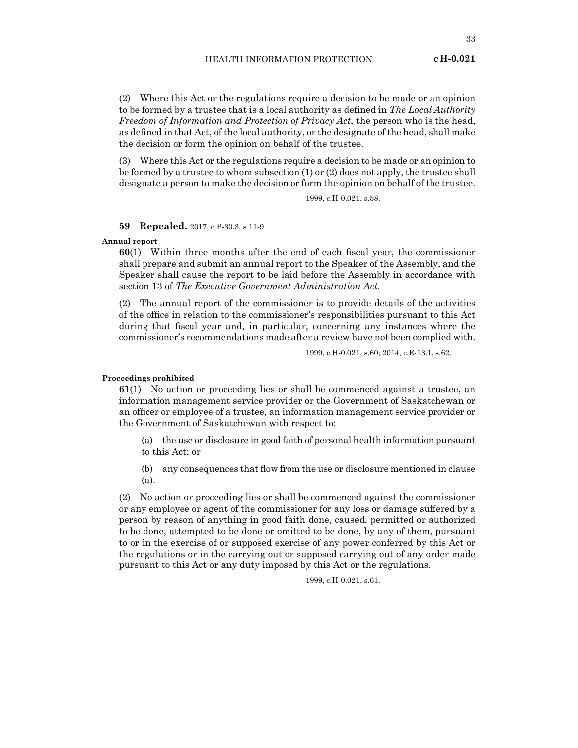(2) Where this Act or the regulations require a decision to be made or an opinion to be formed by a trustee that is a local authority as defined in *The Local Authority Freedom of Information and Protection of Privacy Act*, the person who is the head, as defined in that Act, of the local authority, or the designate of the head, shall make the decision or form the opinion on behalf of the trustee.

(3) Where this Act or the regulations require a decision to be made or an opinion to be formed by a trustee to whom subsection (1) or (2) does not apply, the trustee shall designate a person to make the decision or form the opinion on behalf of the trustee.

1999, c.H-0.021, s.58.

**59 Repealed.** 2017, c P-30.3, s 11-9

**Annual report**

**60**(1) Within three months after the end of each fiscal year, the commissioner shall prepare and submit an annual report to the Speaker of the Assembly, and the Speaker shall cause the report to be laid before the Assembly in accordance with section 13 of *The Executive Government Administration Act*.

(2) The annual report of the commissioner is to provide details of the activities of the office in relation to the commissioner's responsibilities pursuant to this Act during that fiscal year and, in particular, concerning any instances where the commissioner's recommendations made after a review have not been complied with.

1999, c.H-0.021, s.60; 2014, c.E-13.1, s.62.

**Proceedings prohibited**

**61**(1) No action or proceeding lies or shall be commenced against a trustee, an information management service provider or the Government of Saskatchewan or an officer or employee of a trustee, an information management service provider or the Government of Saskatchewan with respect to:

(a) the use or disclosure in good faith of personal health information pursuant to this Act; or

(b) any consequences that flow from the use or disclosure mentioned in clause (a).

(2) No action or proceeding lies or shall be commenced against the commissioner or any employee or agent of the commissioner for any loss or damage suffered by a person by reason of anything in good faith done, caused, permitted or authorized to be done, attempted to be done or omitted to be done, by any of them, pursuant to or in the exercise of or supposed exercise of any power conferred by this Act or the regulations or in the carrying out or supposed carrying out of any order made pursuant to this Act or any duty imposed by this Act or the regulations.

1999, c.H-0.021, s.61.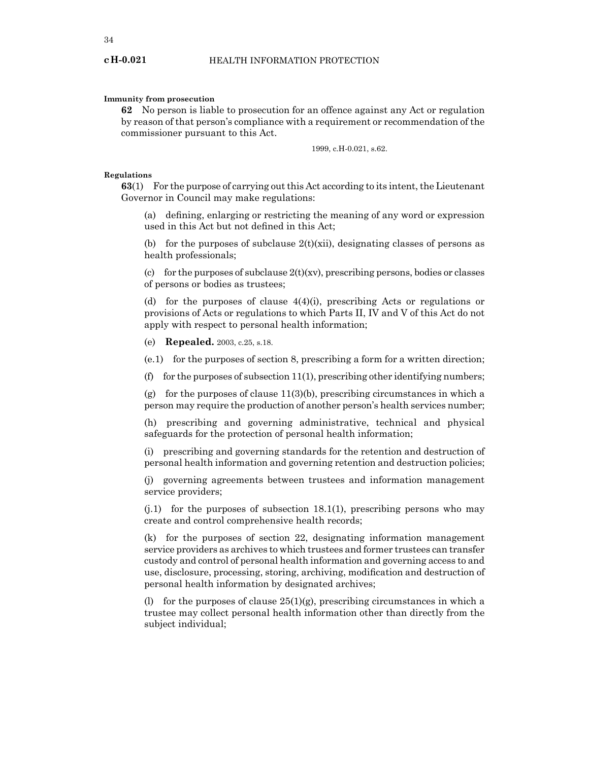**Immunity from prosecution**

**62** No person is liable to prosecution for an offence against any Act or regulation by reason of that person's compliance with a requirement or recommendation of the commissioner pursuant to this Act.

1999, c.H-0.021, s.62.

**Regulations**

**63**(1) For the purpose of carrying out this Act according to its intent, the Lieutenant Governor in Council may make regulations:

(a) defining, enlarging or restricting the meaning of any word or expression used in this Act but not defined in this Act;

(b) for the purposes of subclause 2(t)(xii), designating classes of persons as health professionals;

(c) for the purposes of subclause 2(t)(xv), prescribing persons, bodies or classes of persons or bodies as trustees;

(d) for the purposes of clause 4(4)(i), prescribing Acts or regulations or provisions of Acts or regulations to which Parts II, IV and V of this Act do not apply with respect to personal health information;

(e) **Repealed.** 2003, c.25, s.18.

(e.1) for the purposes of section 8, prescribing a form for a written direction;

(f) for the purposes of subsection 11(1), prescribing other identifying numbers;

(g) for the purposes of clause 11(3)(b), prescribing circumstances in which a person may require the production of another person's health services number;

(h) prescribing and governing administrative, technical and physical safeguards for the protection of personal health information;

(i) prescribing and governing standards for the retention and destruction of personal health information and governing retention and destruction policies;

(j) governing agreements between trustees and information management service providers;

(j.1) for the purposes of subsection 18.1(1), prescribing persons who may create and control comprehensive health records;

(k) for the purposes of section 22, designating information management service providers as archives to which trustees and former trustees can transfer custody and control of personal health information and governing access to and use, disclosure, processing, storing, archiving, modification and destruction of personal health information by designated archives;

(l) for the purposes of clause 25(1)(g), prescribing circumstances in which a trustee may collect personal health information other than directly from the subject individual;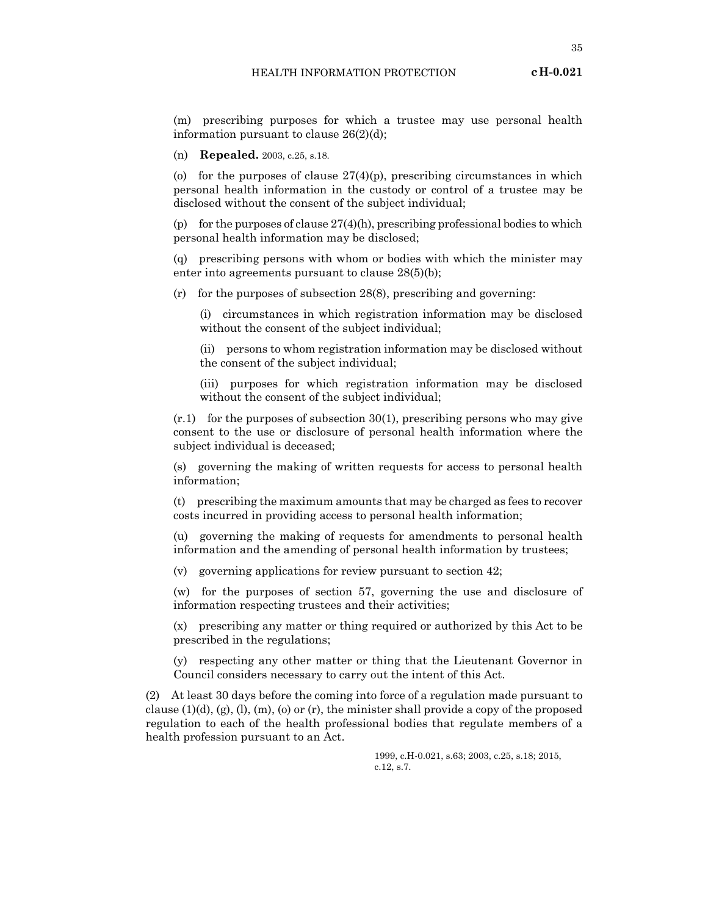(m) prescribing purposes for which a trustee may use personal health information pursuant to clause 26(2)(d);

(n) **Repealed.** 2003, c.25, s.18.

(o) for the purposes of clause 27(4)(p), prescribing circumstances in which personal health information in the custody or control of a trustee may be disclosed without the consent of the subject individual;

(p) for the purposes of clause 27(4)(h), prescribing professional bodies to which personal health information may be disclosed;

(q) prescribing persons with whom or bodies with which the minister may enter into agreements pursuant to clause 28(5)(b);

(r) for the purposes of subsection 28(8), prescribing and governing:

(i) circumstances in which registration information may be disclosed without the consent of the subject individual;

(ii) persons to whom registration information may be disclosed without the consent of the subject individual;

(iii) purposes for which registration information may be disclosed without the consent of the subject individual;

(r.1) for the purposes of subsection 30(1), prescribing persons who may give consent to the use or disclosure of personal health information where the subject individual is deceased;

(s) governing the making of written requests for access to personal health information;

(t) prescribing the maximum amounts that may be charged as fees to recover costs incurred in providing access to personal health information;

(u) governing the making of requests for amendments to personal health information and the amending of personal health information by trustees;

(v) governing applications for review pursuant to section 42;

(w) for the purposes of section 57, governing the use and disclosure of information respecting trustees and their activities;

(x) prescribing any matter or thing required or authorized by this Act to be prescribed in the regulations;

(y) respecting any other matter or thing that the Lieutenant Governor in Council considers necessary to carry out the intent of this Act.

(2) At least 30 days before the coming into force of a regulation made pursuant to clause (1)(d), (g), (l), (m), (o) or (r), the minister shall provide a copy of the proposed regulation to each of the health professional bodies that regulate members of a health profession pursuant to an Act.

1999, c.H-0.021, s.63; 2003, c.25, s.18; 2015, c.12, s.7.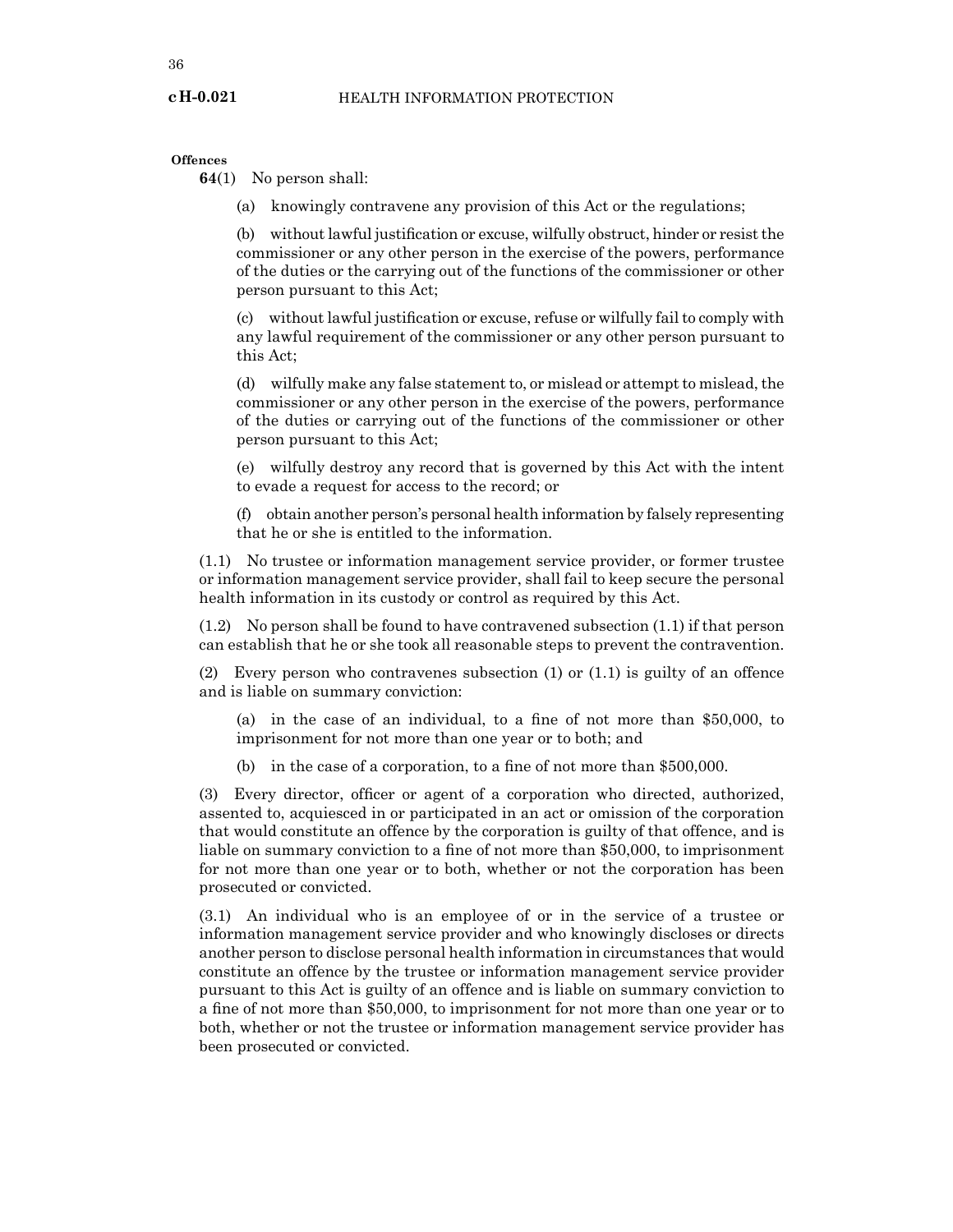**Offences**

**64**(1) No person shall:

(a) knowingly contravene any provision of this Act or the regulations;

(b) without lawful justification or excuse, wilfully obstruct, hinder or resist the commissioner or any other person in the exercise of the powers, performance of the duties or the carrying out of the functions of the commissioner or other person pursuant to this Act;

(c) without lawful justification or excuse, refuse or wilfully fail to comply with any lawful requirement of the commissioner or any other person pursuant to this Act;

(d) wilfully make any false statement to, or mislead or attempt to mislead, the commissioner or any other person in the exercise of the powers, performance of the duties or carrying out of the functions of the commissioner or other person pursuant to this Act;

(e) wilfully destroy any record that is governed by this Act with the intent to evade a request for access to the record; or

(f) obtain another person's personal health information by falsely representing that he or she is entitled to the information.

(1.1) No trustee or information management service provider, or former trustee or information management service provider, shall fail to keep secure the personal health information in its custody or control as required by this Act.

(1.2) No person shall be found to have contravened subsection (1.1) if that person can establish that he or she took all reasonable steps to prevent the contravention.

(2) Every person who contravenes subsection (1) or (1.1) is guilty of an offence and is liable on summary conviction:

(a) in the case of an individual, to a fine of not more than $50,000, to imprisonment for not more than one year or to both; and

(b) in the case of a corporation, to a fine of not more than $500,000.

(3) Every director, officer or agent of a corporation who directed, authorized, assented to, acquiesced in or participated in an act or omission of the corporation that would constitute an offence by the corporation is guilty of that offence, and is liable on summary conviction to a fine of not more than $50,000, to imprisonment for not more than one year or to both, whether or not the corporation has been prosecuted or convicted.

(3.1) An individual who is an employee of or in the service of a trustee or information management service provider and who knowingly discloses or directs another person to disclose personal health information in circumstances that would constitute an offence by the trustee or information management service provider pursuant to this Act is guilty of an offence and is liable on summary conviction to a fine of not more than $50,000, to imprisonment for not more than one year or to both, whether or not the trustee or information management service provider has been prosecuted or convicted.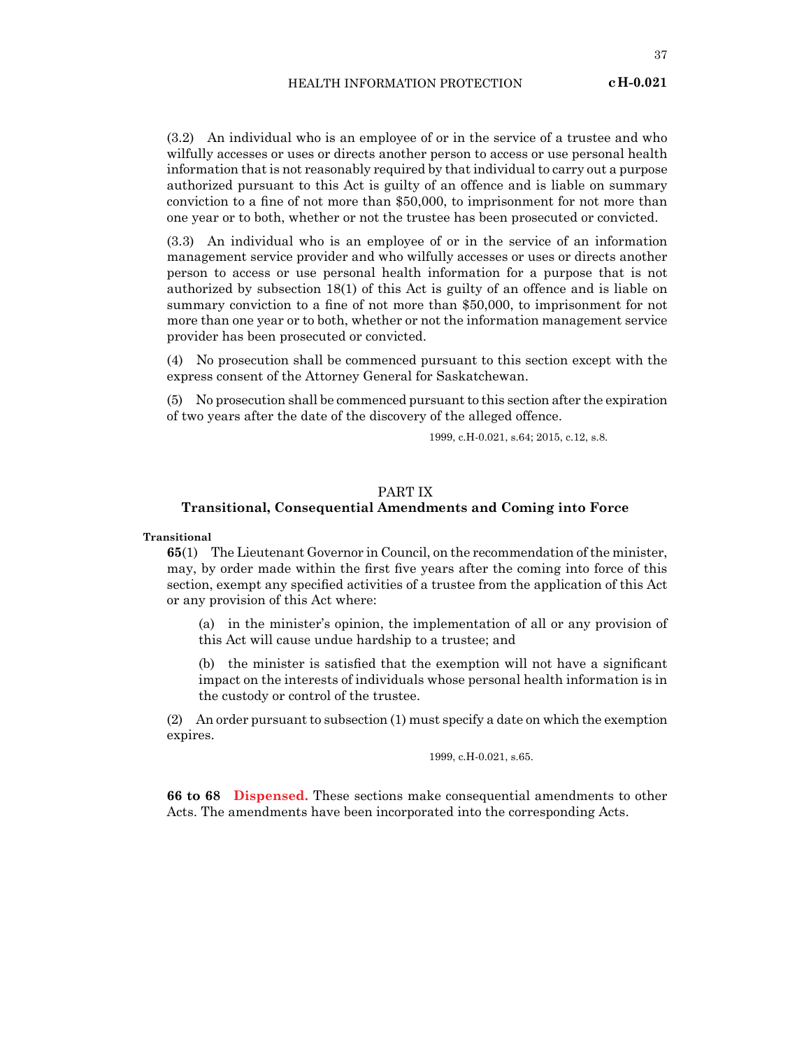(3.2) An individual who is an employee of or in the service of a trustee and who wilfully accesses or uses or directs another person to access or use personal health information that is not reasonably required by that individual to carry out a purpose authorized pursuant to this Act is guilty of an offence and is liable on summary conviction to a fine of not more than $50,000, to imprisonment for not more than one year or to both, whether or not the trustee has been prosecuted or convicted.

(3.3) An individual who is an employee of or in the service of an information management service provider and who wilfully accesses or uses or directs another person to access or use personal health information for a purpose that is not authorized by subsection 18(1) of this Act is guilty of an offence and is liable on summary conviction to a fine of not more than $50,000, to imprisonment for not more than one year or to both, whether or not the information management service provider has been prosecuted or convicted.

(4) No prosecution shall be commenced pursuant to this section except with the express consent of the Attorney General for Saskatchewan.

(5) No prosecution shall be commenced pursuant to this section after the expiration of two years after the date of the discovery of the alleged offence.

1999, c.H-0.021, s.64; 2015, c.12, s.8.

## PART IX
## Transitional, Consequential Amendments and Coming into Force

**Transitional**

**65**(1) The Lieutenant Governor in Council, on the recommendation of the minister, may, by order made within the first five years after the coming into force of this section, exempt any specified activities of a trustee from the application of this Act or any provision of this Act where:

(a) in the minister's opinion, the implementation of all or any provision of this Act will cause undue hardship to a trustee; and

(b) the minister is satisfied that the exemption will not have a significant impact on the interests of individuals whose personal health information is in the custody or control of the trustee.

(2) An order pursuant to subsection (1) must specify a date on which the exemption expires.

1999, c.H-0.021, s.65.

**66 to 68** **Dispensed.** These sections make consequential amendments to other Acts. The amendments have been incorporated into the corresponding Acts.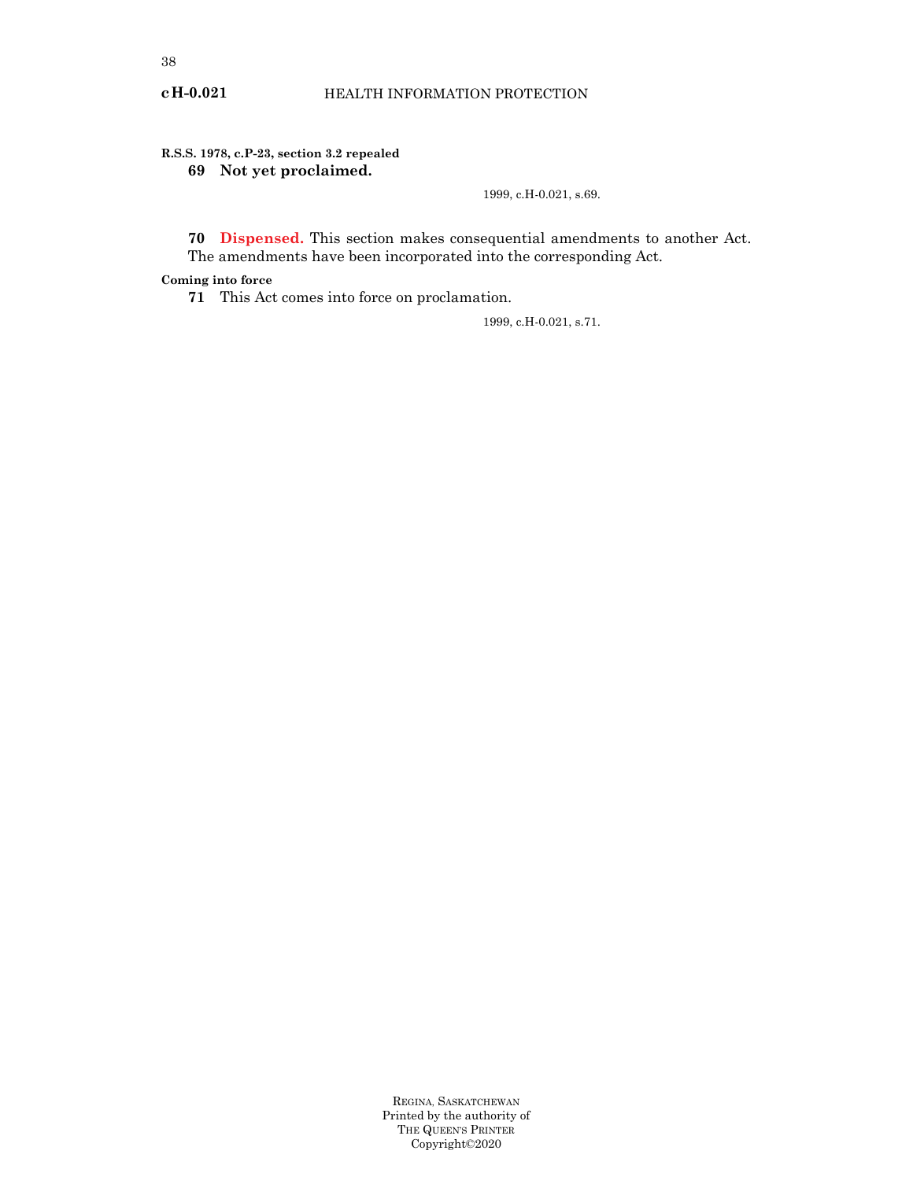**R.S.S. 1978, c.P-23, section 3.2 repealed**

**69 Not yet proclaimed.**

1999, c.H-0.021, s.69.

**70 Dispensed.** This section makes consequential amendments to another Act. The amendments have been incorporated into the corresponding Act.

**Coming into force**

**71** This Act comes into force on proclamation.

1999, c.H-0.021, s.71.

REGINA, SASKATCHEWAN
Printed by the authority of
THE QUEEN'S PRINTER
Copyright©2020